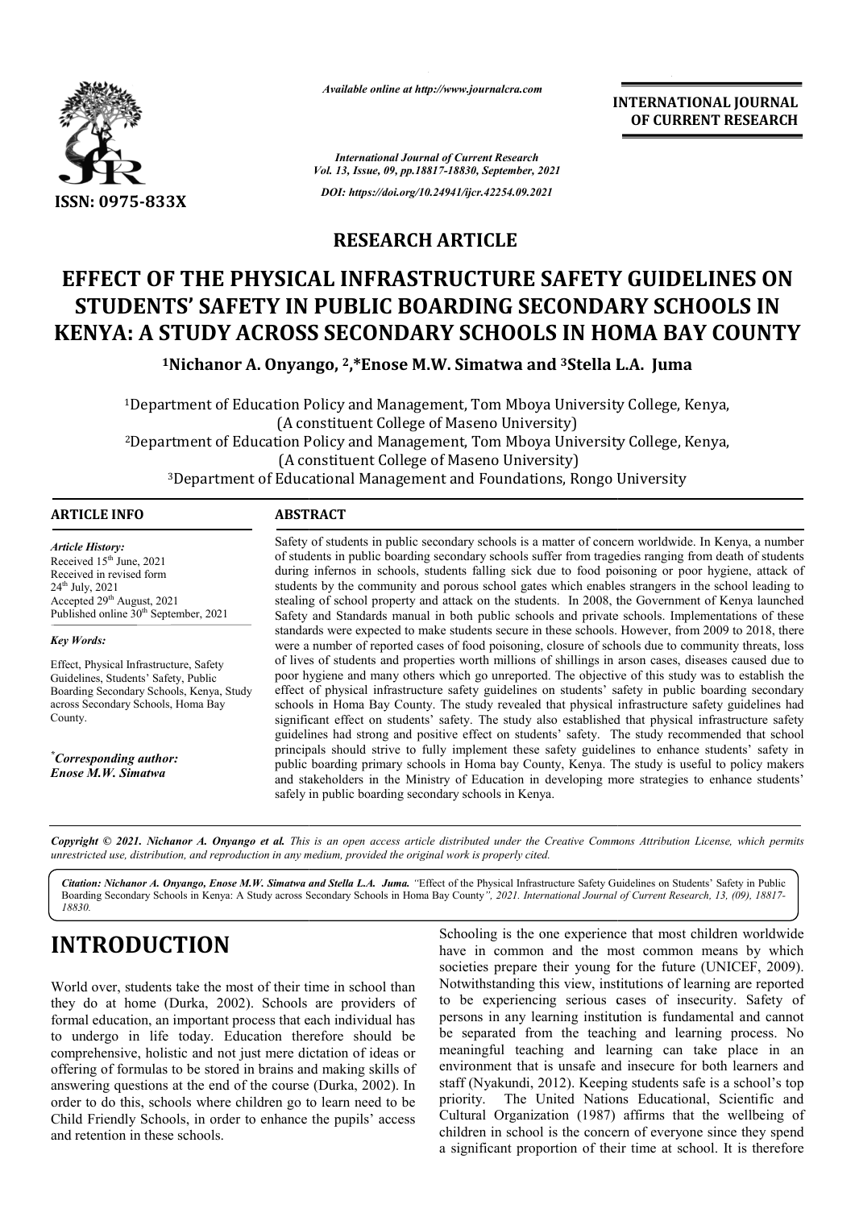ISSN: 0975-833X

*Available online at http://www.journalcra.com*

*International Journal of Current Research*
*Vol. 13, Issue, 09, pp.18817-18830, September, 2021*

*DOI: https://doi.org/10.24941/ijcr.42254.09.2021*

**INTERNATIONAL JOURNAL OF CURRENT RESEARCH**

## RESEARCH ARTICLE

# EFFECT OF THE PHYSICAL INFRASTRUCTURE SAFETY GUIDELINES ON STUDENTS' SAFETY IN PUBLIC BOARDING SECONDARY SCHOOLS IN KENYA: A STUDY ACROSS SECONDARY SCHOOLS IN HOMA BAY COUNTY

**[1]Nichanor A. Onyango, [2],*Enose M.W. Simatwa and [3]Stella L.A. Juma**

[1]Department of Education Policy and Management, Tom Mboya University College, Kenya, (A constituent College of Maseno University)

[2]Department of Education Policy and Management, Tom Mboya University College, Kenya, (A constituent College of Maseno University)

[3]Department of Educational Management and Foundations, Rongo University

### ARTICLE INFO

*Article History:*
Received 15th June, 2021
Received in revised form
24th July, 2021
Accepted 29th August, 2021
Published online 30th September, 2021

*Key Words:*
Effect, Physical Infrastructure, Safety Guidelines, Students' Safety, Public Boarding Secondary Schools, Kenya, Study across Secondary Schools, Homa Bay County.

*\*Corresponding author:*
*Enose M.W. Simatwa*

### ABSTRACT

Safety of students in public secondary schools is a matter of concern worldwide. In Kenya, a number of students in public boarding secondary schools suffer from tragedies ranging from death of students during infernos in schools, students falling sick due to food poisoning or poor hygiene, attack of students by the community and porous school gates which enables strangers in the school leading to stealing of school property and attack on the students. In 2008, the Government of Kenya launched Safety and Standards manual in both public schools and private schools. Implementations of these standards were expected to make students secure in these schools. However, from 2009 to 2018, there were a number of reported cases of food poisoning, closure of schools due to community threats, loss of lives of students and properties worth millions of shillings in arson cases, diseases caused due to poor hygiene and many others which go unreported. The objective of this study was to establish the effect of physical infrastructure safety guidelines on students' safety in public boarding secondary schools in Homa Bay County. The study revealed that physical infrastructure safety guidelines had significant effect on students' safety. The study also established that physical infrastructure safety guidelines had strong and positive effect on students' safety. The study recommended that school principals should strive to fully implement these safety guidelines to enhance students' safety in public boarding primary schools in Homa bay County, Kenya. The study is useful to policy makers and stakeholders in the Ministry of Education in developing more strategies to enhance students' safely in public boarding secondary schools in Kenya.

*Copyright © 2021. Nichanor A. Onyango et al. This is an open access article distributed under the Creative Commons Attribution License, which permits unrestricted use, distribution, and reproduction in any medium, provided the original work is properly cited.*

***Citation:** Nichanor A. Onyango, Enose M.W. Simatwa and Stella L.A. Juma. "Effect of the Physical Infrastructure Safety Guidelines on Students' Safety in Public Boarding Secondary Schools in Kenya: A Study across Secondary Schools in Homa Bay County", 2021. International Journal of Current Research, 13, (09), 18817-18830.*

# INTRODUCTION

World over, students take the most of their time in school than they do at home (Durka, 2002). Schools are providers of formal education, an important process that each individual has to undergo in life today. Education therefore should be comprehensive, holistic and not just mere dictation of ideas or offering of formulas to be stored in brains and making skills of answering questions at the end of the course (Durka, 2002). In order to do this, schools where children go to learn need to be Child Friendly Schools, in order to enhance the pupils' access and retention in these schools.

Schooling is the one experience that most children worldwide have in common and the most common means by which societies prepare their young for the future (UNICEF, 2009). Notwithstanding this view, institutions of learning are reported to be experiencing serious cases of insecurity. Safety of persons in any learning institution is fundamental and cannot be separated from the teaching and learning process. No meaningful teaching and learning can take place in an environment that is unsafe and insecure for both learners and staff (Nyakundi, 2012). Keeping students safe is a school's top priority. The United Nations Educational, Scientific and Cultural Organization (1987) affirms that the wellbeing of children in school is the concern of everyone since they spend a significant proportion of their time at school. It is therefore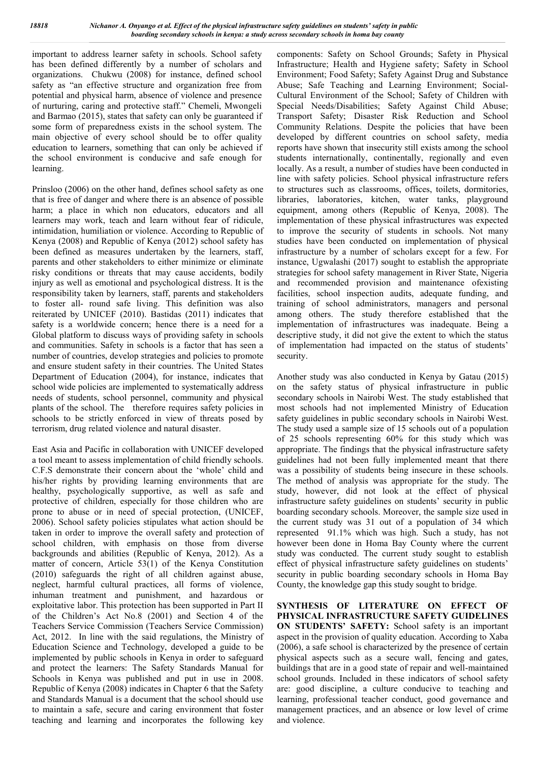important to address learner safety in schools. School safety has been defined differently by a number of scholars and organizations. Chukwu (2008) for instance, defined school safety as "an effective structure and organization free from potential and physical harm, absence of violence and presence of nurturing, caring and protective staff." Chemeli, Mwongeli and Barmao (2015), states that safety can only be guaranteed if some form of preparedness exists in the school system. The main objective of every school should be to offer quality education to learners, something that can only be achieved if the school environment is conducive and safe enough for learning.

Prinsloo (2006) on the other hand, defines school safety as one that is free of danger and where there is an absence of possible harm; a place in which non educators, educators and all learners may work, teach and learn without fear of ridicule, intimidation, humiliation or violence. According to Republic of Kenya (2008) and Republic of Kenya (2012) school safety has been defined as measures undertaken by the learners, staff, parents and other stakeholders to either minimize or eliminate risky conditions or threats that may cause accidents, bodily injury as well as emotional and psychological distress. It is the responsibility taken by learners, staff, parents and stakeholders to foster all- round safe living. This definition was also reiterated by UNICEF (2010). Bastidas (2011) indicates that safety is a worldwide concern; hence there is a need for a Global platform to discuss ways of providing safety in schools and communities. Safety in schools is a factor that has seen a number of countries, develop strategies and policies to promote and ensure student safety in their countries. The United States Department of Education (2004), for instance, indicates that school wide policies are implemented to systematically address needs of students, school personnel, community and physical plants of the school. The therefore requires safety policies in schools to be strictly enforced in view of threats posed by terrorism, drug related violence and natural disaster.

East Asia and Pacific in collaboration with UNICEF developed a tool meant to assess implementation of child friendly schools. C.F.S demonstrate their concern about the 'whole' child and his/her rights by providing learning environments that are healthy, psychologically supportive, as well as safe and protective of children, especially for those children who are prone to abuse or in need of special protection, (UNICEF, 2006). School safety policies stipulates what action should be taken in order to improve the overall safety and protection of school children, with emphasis on those from diverse backgrounds and abilities (Republic of Kenya, 2012). As a matter of concern, Article 53(1) of the Kenya Constitution (2010) safeguards the right of all children against abuse, neglect, harmful cultural practices, all forms of violence, inhuman treatment and punishment, and hazardous or exploitative labor. This protection has been supported in Part II of the Children's Act No.8 (2001) and Section 4 of the Teachers Service Commission (Teachers Service Commission) Act, 2012. In line with the said regulations, the Ministry of Education Science and Technology, developed a guide to be implemented by public schools in Kenya in order to safeguard and protect the learners: The Safety Standards Manual for Schools in Kenya was published and put in use in 2008. Republic of Kenya (2008) indicates in Chapter 6 that the Safety and Standards Manual is a document that the school should use to maintain a safe, secure and caring environment that foster teaching and learning and incorporates the following key components: Safety on School Grounds; Safety in Physical Infrastructure; Health and Hygiene safety; Safety in School Environment; Food Safety; Safety Against Drug and Substance Abuse; Safe Teaching and Learning Environment; Social-Cultural Environment of the School; Safety of Children with Special Needs/Disabilities; Safety Against Child Abuse; Transport Safety; Disaster Risk Reduction and School Community Relations. Despite the policies that have been developed by different countries on school safety, media reports have shown that insecurity still exists among the school students internationally, continentally, regionally and even locally. As a result, a number of studies have been conducted in line with safety policies. School physical infrastructure refers to structures such as classrooms, offices, toilets, dormitories, libraries, laboratories, kitchen, water tanks, playground equipment, among others (Republic of Kenya, 2008). The implementation of these physical infrastructures was expected to improve the security of students in schools. Not many studies have been conducted on implementation of physical infrastructure by a number of scholars except for a few. For instance, Ugwalashi (2017) sought to establish the appropriate strategies for school safety management in River State, Nigeria and recommended provision and maintenance ofexisting facilities, school inspection audits, adequate funding, and training of school administrators, managers and personal among others. The study therefore established that the implementation of infrastructures was inadequate. Being a descriptive study, it did not give the extent to which the status of implementation had impacted on the status of students' security.

Another study was also conducted in Kenya by Gatau (2015) on the safety status of physical infrastructure in public secondary schools in Nairobi West. The study established that most schools had not implemented Ministry of Education safety guidelines in public secondary schools in Nairobi West. The study used a sample size of 15 schools out of a population of 25 schools representing 60% for this study which was appropriate. The findings that the physical infrastructure safety guidelines had not been fully implemented meant that there was a possibility of students being insecure in these schools. The method of analysis was appropriate for the study. The study, however, did not look at the effect of physical infrastructure safety guidelines on students' security in public boarding secondary schools. Moreover, the sample size used in the current study was 31 out of a population of 34 which represented 91.1% which was high. Such a study, has not however been done in Homa Bay County where the current study was conducted. The current study sought to establish effect of physical infrastructure safety guidelines on students' security in public boarding secondary schools in Homa Bay County, the knowledge gap this study sought to bridge.

**SYNTHESIS OF LITERATURE ON EFFECT OF PHYSICAL INFRASTRUCTURE SAFETY GUIDELINES ON STUDENTS' SAFETY:** School safety is an important aspect in the provision of quality education. According to Xaba (2006), a safe school is characterized by the presence of certain physical aspects such as a secure wall, fencing and gates, buildings that are in a good state of repair and well-maintained school grounds. Included in these indicators of school safety are: good discipline, a culture conducive to teaching and learning, professional teacher conduct, good governance and management practices, and an absence or low level of crime and violence.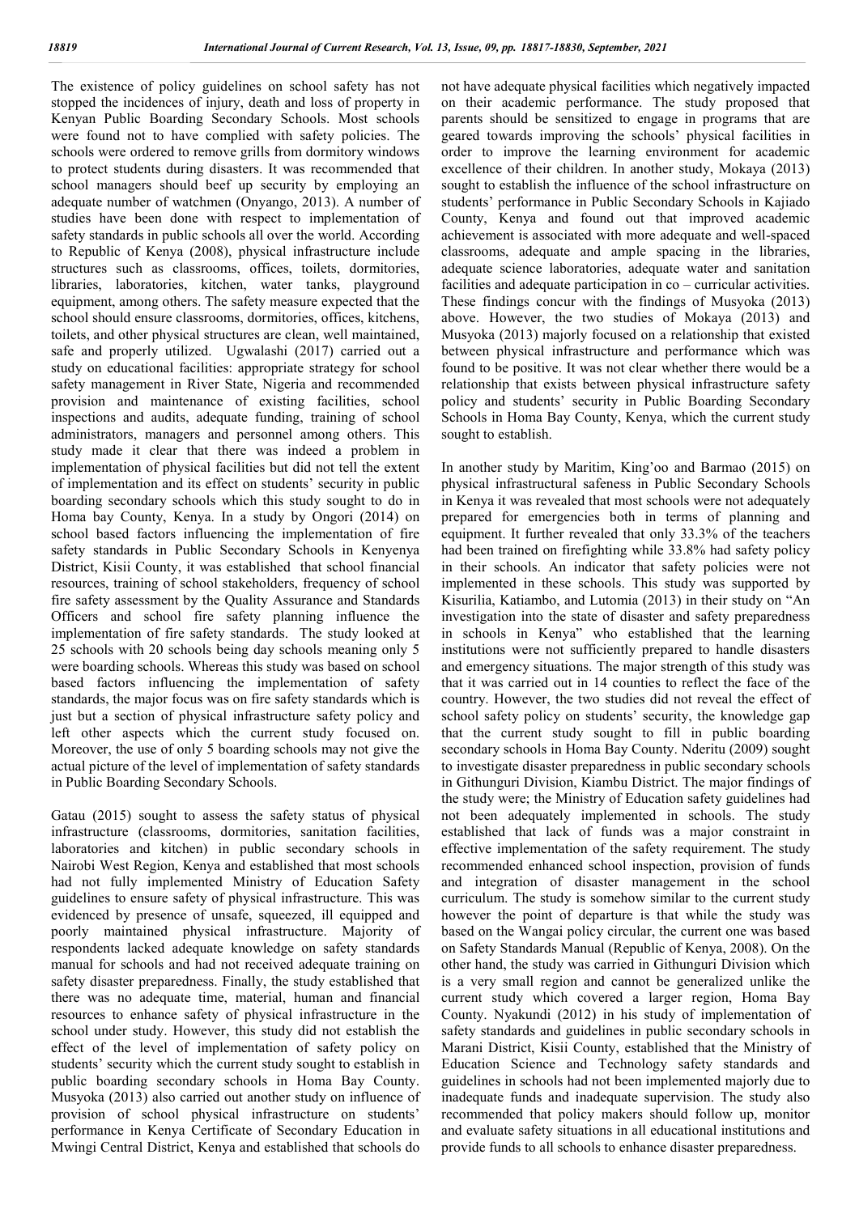The existence of policy guidelines on school safety has not stopped the incidences of injury, death and loss of property in Kenyan Public Boarding Secondary Schools. Most schools were found not to have complied with safety policies. The schools were ordered to remove grills from dormitory windows to protect students during disasters. It was recommended that school managers should beef up security by employing an adequate number of watchmen (Onyango, 2013). A number of studies have been done with respect to implementation of safety standards in public schools all over the world. According to Republic of Kenya (2008), physical infrastructure include structures such as classrooms, offices, toilets, dormitories, libraries, laboratories, kitchen, water tanks, playground equipment, among others. The safety measure expected that the school should ensure classrooms, dormitories, offices, kitchens, toilets, and other physical structures are clean, well maintained, safe and properly utilized. Ugwalashi (2017) carried out a study on educational facilities: appropriate strategy for school safety management in River State, Nigeria and recommended provision and maintenance of existing facilities, school inspections and audits, adequate funding, training of school administrators, managers and personnel among others. This study made it clear that there was indeed a problem in implementation of physical facilities but did not tell the extent of implementation and its effect on students' security in public boarding secondary schools which this study sought to do in Homa bay County, Kenya. In a study by Ongori (2014) on school based factors influencing the implementation of fire safety standards in Public Secondary Schools in Kenyenya District, Kisii County, it was established that school financial resources, training of school stakeholders, frequency of school fire safety assessment by the Quality Assurance and Standards Officers and school fire safety planning influence the implementation of fire safety standards. The study looked at 25 schools with 20 schools being day schools meaning only 5 were boarding schools. Whereas this study was based on school based factors influencing the implementation of safety standards, the major focus was on fire safety standards which is just but a section of physical infrastructure safety policy and left other aspects which the current study focused on. Moreover, the use of only 5 boarding schools may not give the actual picture of the level of implementation of safety standards in Public Boarding Secondary Schools.

Gatau (2015) sought to assess the safety status of physical infrastructure (classrooms, dormitories, sanitation facilities, laboratories and kitchen) in public secondary schools in Nairobi West Region, Kenya and established that most schools had not fully implemented Ministry of Education Safety guidelines to ensure safety of physical infrastructure. This was evidenced by presence of unsafe, squeezed, ill equipped and poorly maintained physical infrastructure. Majority of respondents lacked adequate knowledge on safety standards manual for schools and had not received adequate training on safety disaster preparedness. Finally, the study established that there was no adequate time, material, human and financial resources to enhance safety of physical infrastructure in the school under study. However, this study did not establish the effect of the level of implementation of safety policy on students' security which the current study sought to establish in public boarding secondary schools in Homa Bay County. Musyoka (2013) also carried out another study on influence of provision of school physical infrastructure on students' performance in Kenya Certificate of Secondary Education in Mwingi Central District, Kenya and established that schools do not have adequate physical facilities which negatively impacted on their academic performance. The study proposed that parents should be sensitized to engage in programs that are geared towards improving the schools' physical facilities in order to improve the learning environment for academic excellence of their children. In another study, Mokaya (2013) sought to establish the influence of the school infrastructure on students' performance in Public Secondary Schools in Kajiado County, Kenya and found out that improved academic achievement is associated with more adequate and well-spaced classrooms, adequate and ample spacing in the libraries, adequate science laboratories, adequate water and sanitation facilities and adequate participation in co – curricular activities. These findings concur with the findings of Musyoka (2013) above. However, the two studies of Mokaya (2013) and Musyoka (2013) majorly focused on a relationship that existed between physical infrastructure and performance which was found to be positive. It was not clear whether there would be a relationship that exists between physical infrastructure safety policy and students' security in Public Boarding Secondary Schools in Homa Bay County, Kenya, which the current study sought to establish.

In another study by Maritim, King'oo and Barmao (2015) on physical infrastructural safeness in Public Secondary Schools in Kenya it was revealed that most schools were not adequately prepared for emergencies both in terms of planning and equipment. It further revealed that only 33.3% of the teachers had been trained on firefighting while 33.8% had safety policy in their schools. An indicator that safety policies were not implemented in these schools. This study was supported by Kisurilia, Katiambo, and Lutomia (2013) in their study on "An investigation into the state of disaster and safety preparedness in schools in Kenya" who established that the learning institutions were not sufficiently prepared to handle disasters and emergency situations. The major strength of this study was that it was carried out in 14 counties to reflect the face of the country. However, the two studies did not reveal the effect of school safety policy on students' security, the knowledge gap that the current study sought to fill in public boarding secondary schools in Homa Bay County. Nderitu (2009) sought to investigate disaster preparedness in public secondary schools in Githunguri Division, Kiambu District. The major findings of the study were; the Ministry of Education safety guidelines had not been adequately implemented in schools. The study established that lack of funds was a major constraint in effective implementation of the safety requirement. The study recommended enhanced school inspection, provision of funds and integration of disaster management in the school curriculum. The study is somehow similar to the current study however the point of departure is that while the study was based on the Wangai policy circular, the current one was based on Safety Standards Manual (Republic of Kenya, 2008). On the other hand, the study was carried in Githunguri Division which is a very small region and cannot be generalized unlike the current study which covered a larger region, Homa Bay County. Nyakundi (2012) in his study of implementation of safety standards and guidelines in public secondary schools in Marani District, Kisii County, established that the Ministry of Education Science and Technology safety standards and guidelines in schools had not been implemented majorly due to inadequate funds and inadequate supervision. The study also recommended that policy makers should follow up, monitor and evaluate safety situations in all educational institutions and provide funds to all schools to enhance disaster preparedness.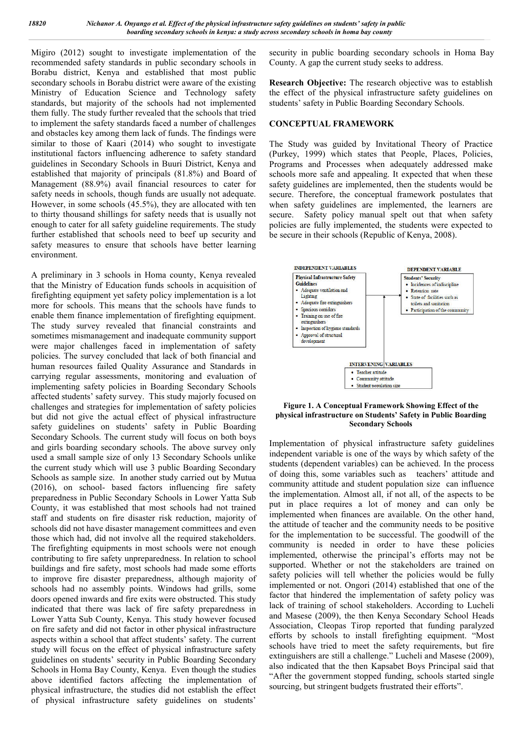Migiro (2012) sought to investigate implementation of the recommended safety standards in public secondary schools in Borabu district, Kenya and established that most public secondary schools in Borabu district were aware of the existing Ministry of Education Science and Technology safety standards, but majority of the schools had not implemented them fully. The study further revealed that the schools that tried to implement the safety standards faced a number of challenges and obstacles key among them lack of funds. The findings were similar to those of Kaari (2014) who sought to investigate institutional factors influencing adherence to safety standard guidelines in Secondary Schools in Buuri District, Kenya and established that majority of principals (81.8%) and Board of Management (88.9%) avail financial resources to cater for safety needs in schools, though funds are usually not adequate. However, in some schools (45.5%), they are allocated with ten to thirty thousand shillings for safety needs that is usually not enough to cater for all safety guideline requirements. The study further established that schools need to beef up security and safety measures to ensure that schools have better learning environment.

A preliminary in 3 schools in Homa county, Kenya revealed that the Ministry of Education funds schools in acquisition of firefighting equipment yet safety policy implementation is a lot more for schools. This means that the schools have funds to enable them finance implementation of firefighting equipment. The study survey revealed that financial constraints and sometimes mismanagement and inadequate community support were major challenges faced in implementation of safety policies. The survey concluded that lack of both financial and human resources failed Quality Assurance and Standards in carrying regular assessments, monitoring and evaluation of implementing safety policies in Boarding Secondary Schools affected students' safety survey. This study majorly focused on challenges and strategies for implementation of safety policies but did not give the actual effect of physical infrastructure safety guidelines on students' safety in Public Boarding Secondary Schools. The current study will focus on both boys and girls boarding secondary schools. The above survey only used a small sample size of only 13 Secondary Schools unlike the current study which will use 3 public Boarding Secondary Schools as sample size. In another study carried out by Mutua (2016), on school- based factors influencing fire safety preparedness in Public Secondary Schools in Lower Yatta Sub County, it was established that most schools had not trained staff and students on fire disaster risk reduction, majority of schools did not have disaster management committees and even those which had, did not involve all the required stakeholders. The firefighting equipments in most schools were not enough contributing to fire safety unpreparedness. In relation to school buildings and fire safety, most schools had made some efforts to improve fire disaster preparedness, although majority of schools had no assembly points. Windows had grills, some doors opened inwards and fire exits were obstructed. This study indicated that there was lack of fire safety preparedness in Lower Yatta Sub County, Kenya. This study however focused on fire safety and did not factor in other physical infrastructure aspects within a school that affect students' safety. The current study will focus on the effect of physical infrastructure safety guidelines on students' security in Public Boarding Secondary Schools in Homa Bay County, Kenya. Even though the studies above identified factors affecting the implementation of physical infrastructure, the studies did not establish the effect of physical infrastructure safety guidelines on students' security in public boarding secondary schools in Homa Bay County. A gap the current study seeks to address.

**Research Objective:** The research objective was to establish the effect of the physical infrastructure safety guidelines on students' safety in Public Boarding Secondary Schools.

## CONCEPTUAL FRAMEWORK

The Study was guided by Invitational Theory of Practice (Purkey, 1999) which states that People, Places, Policies, Programs and Processes when adequately addressed make schools more safe and appealing. It expected that when these safety guidelines are implemented, then the students would be secure. Therefore, the conceptual framework postulates that when safety guidelines are implemented, the learners are secure. Safety policy manual spelt out that when safety policies are fully implemented, the students were expected to be secure in their schools (Republic of Kenya, 2008).

**INDEPENDENT VARIABLES**

**Physical Infrastructure Safety Guidelines**
- Adequate ventilation and Lighting
- Adequate fire extinguishers
- Spacious corridors
- Training on use of fire extinguishers
- Inspection of hygiene standards
- Approval of structural development

**DEPENDENT VARIABLE**

**Students' Security**
- Incidences of indiscipline
- Retention rate
- State of facilities such as toilets and sanitation
- Participation of the community

**INTERVENING VARIABLES**
- Teacher attitude
- Community attitude
- Student population size

**Figure 1. A Conceptual Framework Showing Effect of the physical infrastructure on Students' Safety in Public Boarding Secondary Schools**

Implementation of physical infrastructure safety guidelines independent variable is one of the ways by which safety of the students (dependent variables) can be achieved. In the process of doing this, some variables such as teachers' attitude and community attitude and student population size can influence the implementation. Almost all, if not all, of the aspects to be put in place requires a lot of money and can only be implemented when finances are available. On the other hand, the attitude of teacher and the community needs to be positive for the implementation to be successful. The goodwill of the community is needed in order to have these policies implemented, otherwise the principal's efforts may not be supported. Whether or not the stakeholders are trained on safety policies will tell whether the policies would be fully implemented or not. Ongori (2014) established that one of the factor that hindered the implementation of safety policy was lack of training of school stakeholders. According to Lucheli and Masese (2009), the then Kenya Secondary School Heads Association, Cleopas Tirop reported that funding paralyzed efforts by schools to install firefighting equipment. "Most schools have tried to meet the safety requirements, but fire extinguishers are still a challenge." Lucheli and Masese (2009), also indicated that the then Kapsabet Boys Principal said that "After the government stopped funding, schools started single sourcing, but stringent budgets frustrated their efforts".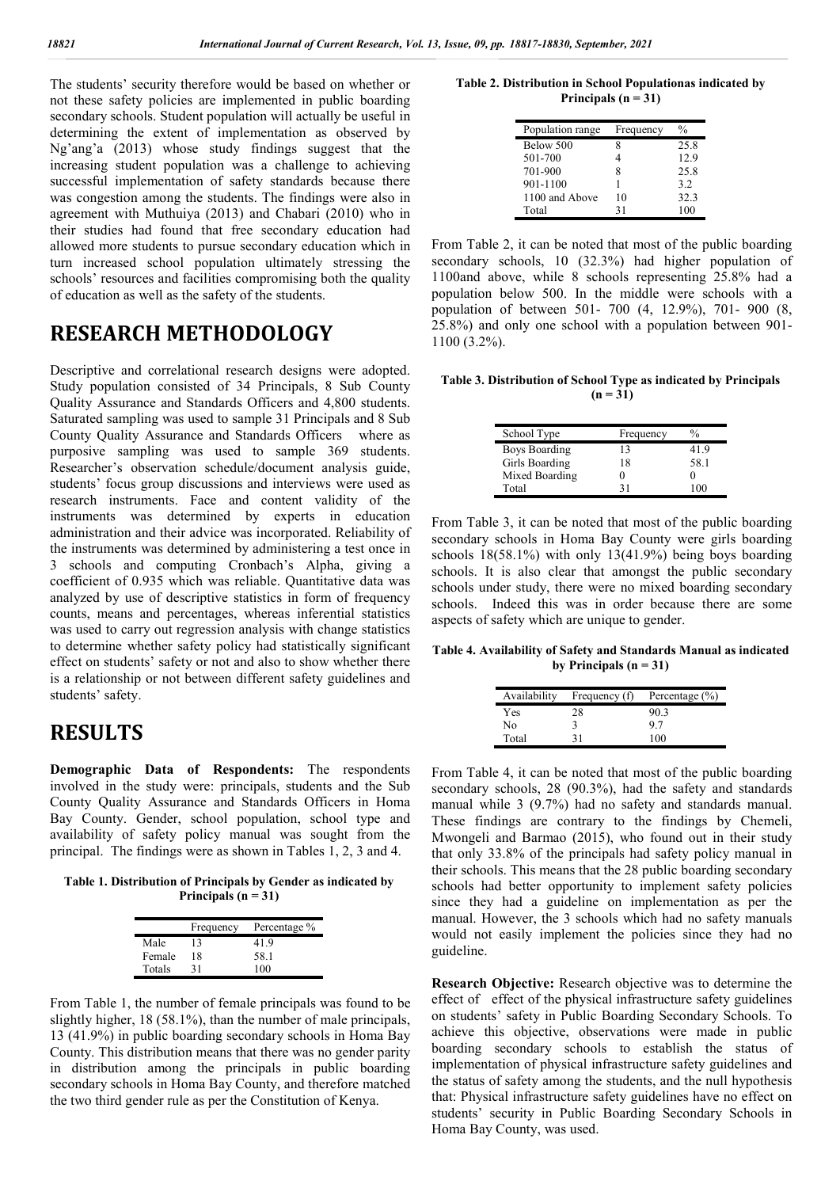The students' security therefore would be based on whether or not these safety policies are implemented in public boarding secondary schools. Student population will actually be useful in determining the extent of implementation as observed by Ng'ang'a (2013) whose study findings suggest that the increasing student population was a challenge to achieving successful implementation of safety standards because there was congestion among the students. The findings were also in agreement with Muthuiya (2013) and Chabari (2010) who in their studies had found that free secondary education had allowed more students to pursue secondary education which in turn increased school population ultimately stressing the schools' resources and facilities compromising both the quality of education as well as the safety of the students.

# RESEARCH METHODOLOGY

Descriptive and correlational research designs were adopted. Study population consisted of 34 Principals, 8 Sub County Quality Assurance and Standards Officers and 4,800 students. Saturated sampling was used to sample 31 Principals and 8 Sub County Quality Assurance and Standards Officers where as purposive sampling was used to sample 369 students. Researcher's observation schedule/document analysis guide, students' focus group discussions and interviews were used as research instruments. Face and content validity of the instruments was determined by experts in education administration and their advice was incorporated. Reliability of the instruments was determined by administering a test once in 3 schools and computing Cronbach's Alpha, giving a coefficient of 0.935 which was reliable. Quantitative data was analyzed by use of descriptive statistics in form of frequency counts, means and percentages, whereas inferential statistics was used to carry out regression analysis with change statistics to determine whether safety policy had statistically significant effect on students' safety or not and also to show whether there is a relationship or not between different safety guidelines and students' safety.

# RESULTS

**Demographic Data of Respondents:** The respondents involved in the study were: principals, students and the Sub County Quality Assurance and Standards Officers in Homa Bay County. Gender, school population, school type and availability of safety policy manual was sought from the principal. The findings were as shown in Tables 1, 2, 3 and 4.

**Table 1. Distribution of Principals by Gender as indicated by Principals (n = 31)**

| | Frequency | Percentage % |
|---|---|---|
| Male | 13 | 41.9 |
| Female | 18 | 58.1 |
| Totals | 31 | 100 |

From Table 1, the number of female principals was found to be slightly higher, 18 (58.1%), than the number of male principals, 13 (41.9%) in public boarding secondary schools in Homa Bay County. This distribution means that there was no gender parity in distribution among the principals in public boarding secondary schools in Homa Bay County, and therefore matched the two third gender rule as per the Constitution of Kenya.

**Table 2. Distribution in School Populationas indicated by Principals (n = 31)**

| Population range | Frequency | % |
|---|---|---|
| Below 500 | 8 | 25.8 |
| 501-700 | 4 | 12.9 |
| 701-900 | 8 | 25.8 |
| 901-1100 | 1 | 3.2 |
| 1100 and Above | 10 | 32.3 |
| Total | 31 | 100 |

From Table 2, it can be noted that most of the public boarding secondary schools, 10 (32.3%) had higher population of 1100and above, while 8 schools representing 25.8% had a population below 500. In the middle were schools with a population of between 501- 700 (4, 12.9%), 701- 900 (8, 25.8%) and only one school with a population between 901-1100 (3.2%).

**Table 3. Distribution of School Type as indicated by Principals (n = 31)**

| School Type | Frequency | % |
|---|---|---|
| Boys Boarding | 13 | 41.9 |
| Girls Boarding | 18 | 58.1 |
| Mixed Boarding | 0 | 0 |
| Total | 31 | 100 |

From Table 3, it can be noted that most of the public boarding secondary schools in Homa Bay County were girls boarding schools 18(58.1%) with only 13(41.9%) being boys boarding schools. It is also clear that amongst the public secondary schools under study, there were no mixed boarding secondary schools. Indeed this was in order because there are some aspects of safety which are unique to gender.

**Table 4. Availability of Safety and Standards Manual as indicated by Principals (n = 31)**

| Availability | Frequency (f) | Percentage (%) |
|---|---|---|
| Yes | 28 | 90.3 |
| No | 3 | 9.7 |
| Total | 31 | 100 |

From Table 4, it can be noted that most of the public boarding secondary schools, 28 (90.3%), had the safety and standards manual while 3 (9.7%) had no safety and standards manual. These findings are contrary to the findings by Chemeli, Mwongeli and Barmao (2015), who found out in their study that only 33.8% of the principals had safety policy manual in their schools. This means that the 28 public boarding secondary schools had better opportunity to implement safety policies since they had a guideline on implementation as per the manual. However, the 3 schools which had no safety manuals would not easily implement the policies since they had no guideline.

**Research Objective:** Research objective was to determine the effect of effect of the physical infrastructure safety guidelines on students' safety in Public Boarding Secondary Schools. To achieve this objective, observations were made in public boarding secondary schools to establish the status of implementation of physical infrastructure safety guidelines and the status of safety among the students, and the null hypothesis that: Physical infrastructure safety guidelines have no effect on students' security in Public Boarding Secondary Schools in Homa Bay County, was used.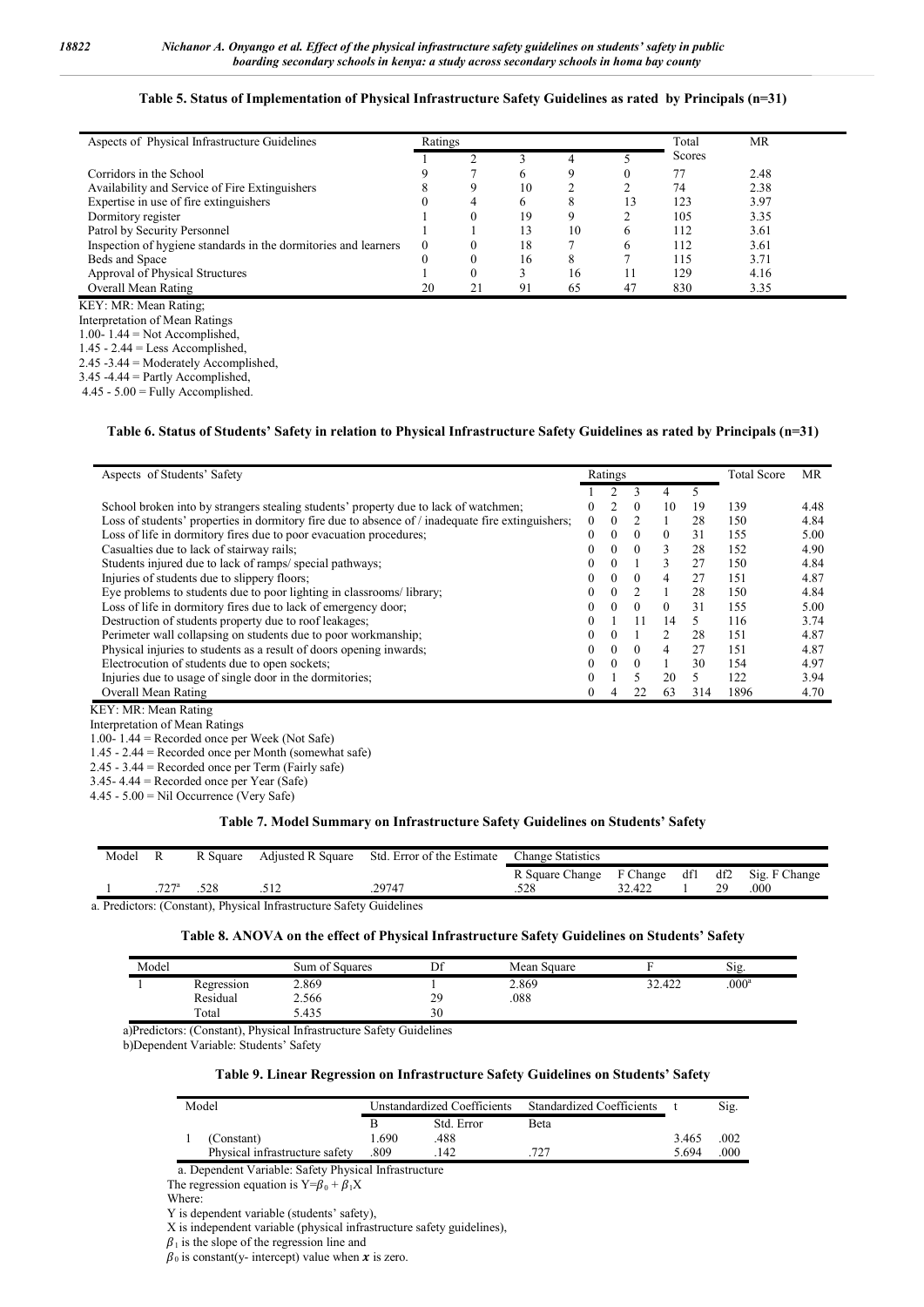**Table 5. Status of Implementation of Physical Infrastructure Safety Guidelines as rated by Principals (n=31)**

| Aspects of Physical Infrastructure Guidelines | Ratings | | | | | Total Scores | MR |
|---|---|---|---|---|---|---|---|
| | 1 | 2 | 3 | 4 | 5 | | |
| Corridors in the School | 9 | 7 | 6 | 9 | 0 | 77 | 2.48 |
| Availability and Service of Fire Extinguishers | 8 | 9 | 10 | 2 | 2 | 74 | 2.38 |
| Expertise in use of fire extinguishers | 0 | 4 | 6 | 8 | 13 | 123 | 3.97 |
| Dormitory register | 1 | 0 | 19 | 9 | 2 | 105 | 3.35 |
| Patrol by Security Personnel | 1 | 1 | 13 | 10 | 6 | 112 | 3.61 |
| Inspection of hygiene standards in the dormitories and learners | 0 | 0 | 18 | 7 | 6 | 112 | 3.61 |
| Beds and Space | 0 | 0 | 16 | 8 | 7 | 115 | 3.71 |
| Approval of Physical Structures | 1 | 0 | 3 | 16 | 11 | 129 | 4.16 |
| Overall Mean Rating | 20 | 21 | 91 | 65 | 47 | 830 | 3.35 |

KEY: MR: Mean Rating;
Interpretation of Mean Ratings
1.00- 1.44 = Not Accomplished,
1.45 - 2.44 = Less Accomplished,
2.45 -3.44 = Moderately Accomplished,
3.45 -4.44 = Partly Accomplished,
4.45 - 5.00 = Fully Accomplished.

**Table 6. Status of Students' Safety in relation to Physical Infrastructure Safety Guidelines as rated by Principals (n=31)**

| Aspects of Students' Safety | Ratings | | | | | Total Score | MR |
|---|---|---|---|---|---|---|---|
| | 1 | 2 | 3 | 4 | 5 | | |
| School broken into by strangers stealing students' property due to lack of watchmen; | 0 | 2 | 0 | 10 | 19 | 139 | 4.48 |
| Loss of students' properties in dormitory fire due to absence of / inadequate fire extinguishers; | 0 | 0 | 2 | 1 | 28 | 150 | 4.84 |
| Loss of life in dormitory fires due to poor evacuation procedures; | 0 | 0 | 0 | 0 | 31 | 155 | 5.00 |
| Casualties due to lack of stairway rails; | 0 | 0 | 0 | 3 | 28 | 152 | 4.90 |
| Students injured due to lack of ramps/ special pathways; | 0 | 0 | 1 | 3 | 27 | 150 | 4.84 |
| Injuries of students due to slippery floors; | 0 | 0 | 0 | 4 | 27 | 151 | 4.87 |
| Eye problems to students due to poor lighting in classrooms/ library; | 0 | 0 | 2 | 1 | 28 | 150 | 4.84 |
| Loss of life in dormitory fires due to lack of emergency door; | 0 | 0 | 0 | 0 | 31 | 155 | 5.00 |
| Destruction of students property due to roof leakages; | 0 | 1 | 11 | 14 | 5 | 116 | 3.74 |
| Perimeter wall collapsing on students due to poor workmanship; | 0 | 0 | 1 | 2 | 28 | 151 | 4.87 |
| Physical injuries to students as a result of doors opening inwards; | 0 | 0 | 0 | 4 | 27 | 151 | 4.87 |
| Electrocution of students due to open sockets; | 0 | 0 | 0 | 1 | 30 | 154 | 4.97 |
| Injuries due to usage of single door in the dormitories; | 0 | 1 | 5 | 20 | 5 | 122 | 3.94 |
| Overall Mean Rating | 0 | 4 | 22 | 63 | 314 | 1896 | 4.70 |

KEY: MR: Mean Rating
Interpretation of Mean Ratings
1.00- 1.44 = Recorded once per Week (Not Safe)
1.45 - 2.44 = Recorded once per Month (somewhat safe)
2.45 - 3.44 = Recorded once per Term (Fairly safe)
3.45- 4.44 = Recorded once per Year (Safe)
4.45 - 5.00 = Nil Occurrence (Very Safe)

**Table 7. Model Summary on Infrastructure Safety Guidelines on Students' Safety**

| Model | R | R Square | Adjusted R Square | Std. Error of the Estimate | Change Statistics | | | | |
|---|---|---|---|---|---|---|---|---|---|
| | | | | | R Square Change | F Change | df1 | df2 | Sig. F Change |
| 1 | .727[a] | .528 | .512 | .29747 | .528 | 32.422 | 1 | 29 | .000 |

a. Predictors: (Constant), Physical Infrastructure Safety Guidelines

**Table 8. ANOVA on the effect of Physical Infrastructure Safety Guidelines on Students' Safety**

| Model | | Sum of Squares | Df | Mean Square | F | Sig. |
|---|---|---|---|---|---|---|
| 1 | Regression | 2.869 | 1 | 2.869 | 32.422 | .000[a] |
| | Residual | 2.566 | 29 | .088 | | |
| | Total | 5.435 | 30 | | | |

a)Predictors: (Constant), Physical Infrastructure Safety Guidelines
b)Dependent Variable: Students' Safety

**Table 9. Linear Regression on Infrastructure Safety Guidelines on Students' Safety**

| Model | | Unstandardized Coefficients | | Standardized Coefficients | t | Sig. |
|---|---|---|---|---|---|---|
| | | B | Std. Error | Beta | | |
| 1 | (Constant) | 1.690 | .488 | | 3.465 | .002 |
| | Physical infrastructure safety | .809 | .142 | .727 | 5.694 | .000 |

a. Dependent Variable: Safety Physical Infrastructure

The regression equation is $Y=\beta_0 + \beta_1 X$

Where:

Y is dependent variable (students' safety),

X is independent variable (physical infrastructure safety guidelines),

$\beta_1$ is the slope of the regression line and

$\beta_0$ is constant(y- intercept) value when $x$ is zero.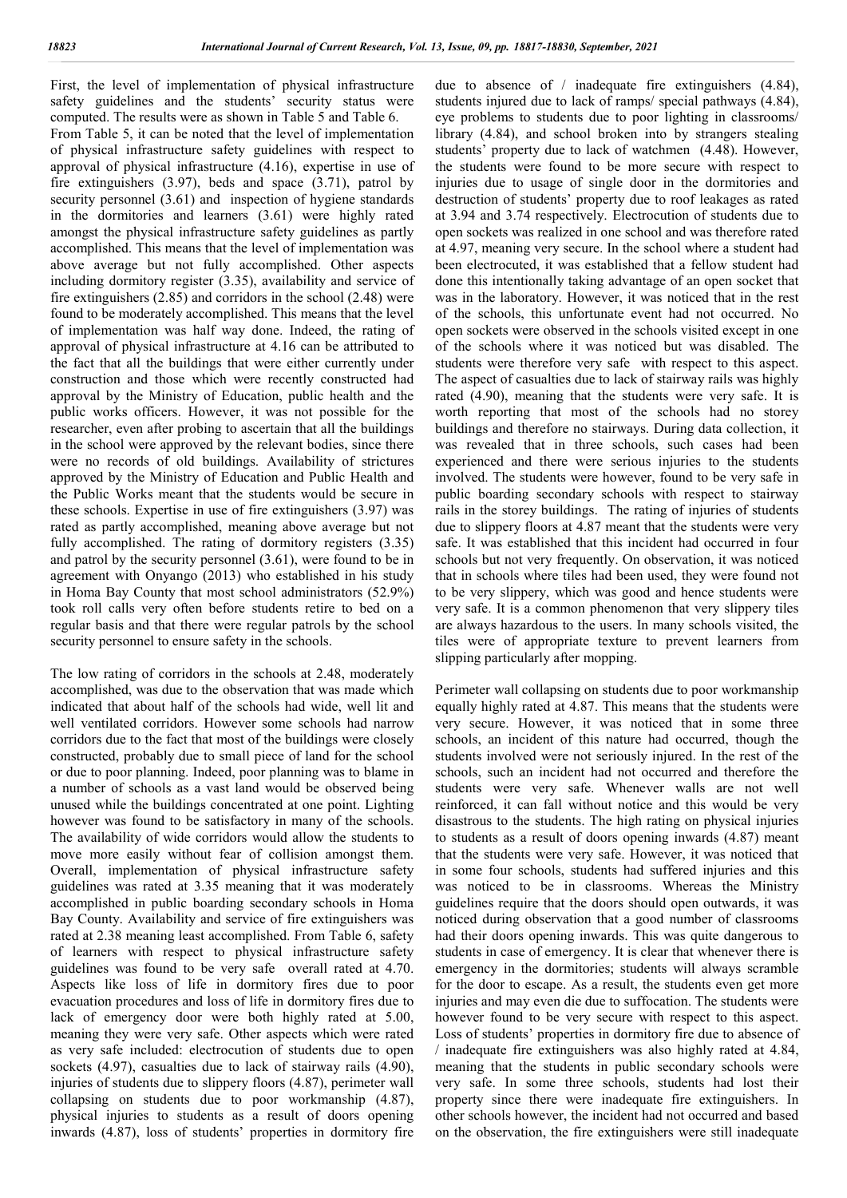First, the level of implementation of physical infrastructure safety guidelines and the students' security status were computed. The results were as shown in Table 5 and Table 6.
From Table 5, it can be noted that the level of implementation of physical infrastructure safety guidelines with respect to approval of physical infrastructure (4.16), expertise in use of fire extinguishers (3.97), beds and space (3.71), patrol by security personnel (3.61) and inspection of hygiene standards in the dormitories and learners (3.61) were highly rated amongst the physical infrastructure safety guidelines as partly accomplished. This means that the level of implementation was above average but not fully accomplished. Other aspects including dormitory register (3.35), availability and service of fire extinguishers (2.85) and corridors in the school (2.48) were found to be moderately accomplished. This means that the level of implementation was half way done. Indeed, the rating of approval of physical infrastructure at 4.16 can be attributed to the fact that all the buildings that were either currently under construction and those which were recently constructed had approval by the Ministry of Education, public health and the public works officers. However, it was not possible for the researcher, even after probing to ascertain that all the buildings in the school were approved by the relevant bodies, since there were no records of old buildings. Availability of strictures approved by the Ministry of Education and Public Health and the Public Works meant that the students would be secure in these schools. Expertise in use of fire extinguishers (3.97) was rated as partly accomplished, meaning above average but not fully accomplished. The rating of dormitory registers (3.35) and patrol by the security personnel (3.61), were found to be in agreement with Onyango (2013) who established in his study in Homa Bay County that most school administrators (52.9%) took roll calls very often before students retire to bed on a regular basis and that there were regular patrols by the school security personnel to ensure safety in the schools.

The low rating of corridors in the schools at 2.48, moderately accomplished, was due to the observation that was made which indicated that about half of the schools had wide, well lit and well ventilated corridors. However some schools had narrow corridors due to the fact that most of the buildings were closely constructed, probably due to small piece of land for the school or due to poor planning. Indeed, poor planning was to blame in a number of schools as a vast land would be observed being unused while the buildings concentrated at one point. Lighting however was found to be satisfactory in many of the schools. The availability of wide corridors would allow the students to move more easily without fear of collision amongst them. Overall, implementation of physical infrastructure safety guidelines was rated at 3.35 meaning that it was moderately accomplished in public boarding secondary schools in Homa Bay County. Availability and service of fire extinguishers was rated at 2.38 meaning least accomplished. From Table 6, safety of learners with respect to physical infrastructure safety guidelines was found to be very safe overall rated at 4.70. Aspects like loss of life in dormitory fires due to poor evacuation procedures and loss of life in dormitory fires due to lack of emergency door were both highly rated at 5.00, meaning they were very safe. Other aspects which were rated as very safe included: electrocution of students due to open sockets (4.97), casualties due to lack of stairway rails (4.90), injuries of students due to slippery floors (4.87), perimeter wall collapsing on students due to poor workmanship (4.87), physical injuries to students as a result of doors opening inwards (4.87), loss of students' properties in dormitory fire due to absence of / inadequate fire extinguishers (4.84), students injured due to lack of ramps/ special pathways (4.84), eye problems to students due to poor lighting in classrooms/ library (4.84), and school broken into by strangers stealing students' property due to lack of watchmen (4.48). However, the students were found to be more secure with respect to injuries due to usage of single door in the dormitories and destruction of students' property due to roof leakages as rated at 3.94 and 3.74 respectively. Electrocution of students due to open sockets was realized in one school and was therefore rated at 4.97, meaning very secure. In the school where a student had been electrocuted, it was established that a fellow student had done this intentionally taking advantage of an open socket that was in the laboratory. However, it was noticed that in the rest of the schools, this unfortunate event had not occurred. No open sockets were observed in the schools visited except in one of the schools where it was noticed but was disabled. The students were therefore very safe with respect to this aspect. The aspect of casualties due to lack of stairway rails was highly rated (4.90), meaning that the students were very safe. It is worth reporting that most of the schools had no storey buildings and therefore no stairways. During data collection, it was revealed that in three schools, such cases had been experienced and there were serious injuries to the students involved. The students were however, found to be very safe in public boarding secondary schools with respect to stairway rails in the storey buildings. The rating of injuries of students due to slippery floors at 4.87 meant that the students were very safe. It was established that this incident had occurred in four schools but not very frequently. On observation, it was noticed that in schools where tiles had been used, they were found not to be very slippery, which was good and hence students were very safe. It is a common phenomenon that very slippery tiles are always hazardous to the users. In many schools visited, the tiles were of appropriate texture to prevent learners from slipping particularly after mopping.

Perimeter wall collapsing on students due to poor workmanship equally highly rated at 4.87. This means that the students were very secure. However, it was noticed that in some three schools, an incident of this nature had occurred, though the students involved were not seriously injured. In the rest of the schools, such an incident had not occurred and therefore the students were very safe. Whenever walls are not well reinforced, it can fall without notice and this would be very disastrous to the students. The high rating on physical injuries to students as a result of doors opening inwards (4.87) meant that the students were very safe. However, it was noticed that in some four schools, students had suffered injuries and this was noticed to be in classrooms. Whereas the Ministry guidelines require that the doors should open outwards, it was noticed during observation that a good number of classrooms had their doors opening inwards. This was quite dangerous to students in case of emergency. It is clear that whenever there is emergency in the dormitories; students will always scramble for the door to escape. As a result, the students even get more injuries and may even die due to suffocation. The students were however found to be very secure with respect to this aspect. Loss of students' properties in dormitory fire due to absence of / inadequate fire extinguishers was also highly rated at 4.84, meaning that the students in public secondary schools were very safe. In some three schools, students had lost their property since there were inadequate fire extinguishers. In other schools however, the incident had not occurred and based on the observation, the fire extinguishers were still inadequate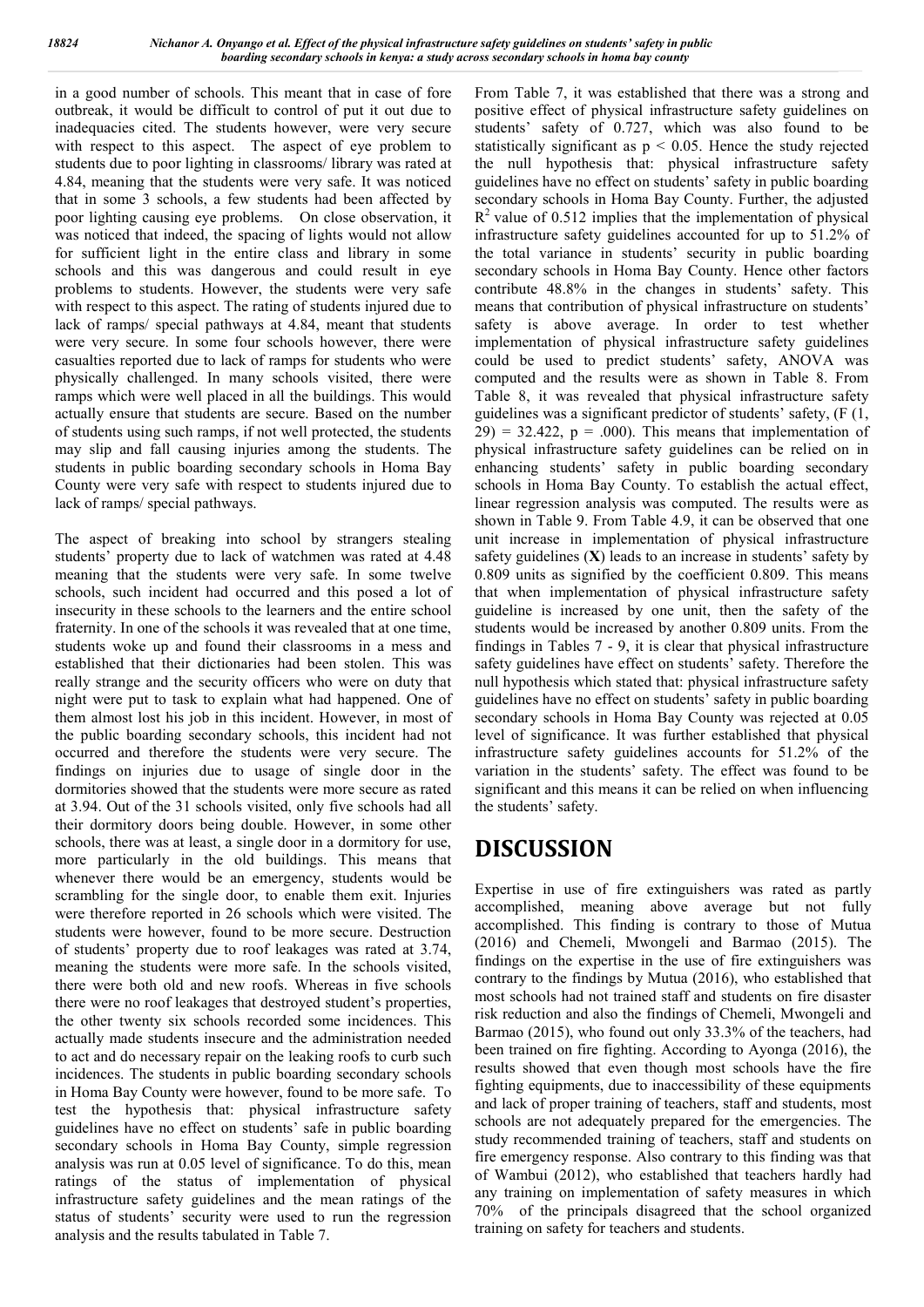in a good number of schools. This meant that in case of fore outbreak, it would be difficult to control of put it out due to inadequacies cited. The students however, were very secure with respect to this aspect. The aspect of eye problem to students due to poor lighting in classrooms/ library was rated at 4.84, meaning that the students were very safe. It was noticed that in some 3 schools, a few students had been affected by poor lighting causing eye problems. On close observation, it was noticed that indeed, the spacing of lights would not allow for sufficient light in the entire class and library in some schools and this was dangerous and could result in eye problems to students. However, the students were very safe with respect to this aspect. The rating of students injured due to lack of ramps/ special pathways at 4.84, meant that students were very secure. In some four schools however, there were casualties reported due to lack of ramps for students who were physically challenged. In many schools visited, there were ramps which were well placed in all the buildings. This would actually ensure that students are secure. Based on the number of students using such ramps, if not well protected, the students may slip and fall causing injuries among the students. The students in public boarding secondary schools in Homa Bay County were very safe with respect to students injured due to lack of ramps/ special pathways.

The aspect of breaking into school by strangers stealing students' property due to lack of watchmen was rated at 4.48 meaning that the students were very safe. In some twelve schools, such incident had occurred and this posed a lot of insecurity in these schools to the learners and the entire school fraternity. In one of the schools it was revealed that at one time, students woke up and found their classrooms in a mess and established that their dictionaries had been stolen. This was really strange and the security officers who were on duty that night were put to task to explain what had happened. One of them almost lost his job in this incident. However, in most of the public boarding secondary schools, this incident had not occurred and therefore the students were very secure. The findings on injuries due to usage of single door in the dormitories showed that the students were more secure as rated at 3.94. Out of the 31 schools visited, only five schools had all their dormitory doors being double. However, in some other schools, there was at least, a single door in a dormitory for use, more particularly in the old buildings. This means that whenever there would be an emergency, students would be scrambling for the single door, to enable them exit. Injuries were therefore reported in 26 schools which were visited. The students were however, found to be more secure. Destruction of students' property due to roof leakages was rated at 3.74, meaning the students were more safe. In the schools visited, there were both old and new roofs. Whereas in five schools there were no roof leakages that destroyed student's properties, the other twenty six schools recorded some incidences. This actually made students insecure and the administration needed to act and do necessary repair on the leaking roofs to curb such incidences. The students in public boarding secondary schools in Homa Bay County were however, found to be more safe. To test the hypothesis that: physical infrastructure safety guidelines have no effect on students' safe in public boarding secondary schools in Homa Bay County, simple regression analysis was run at 0.05 level of significance. To do this, mean ratings of the status of implementation of physical infrastructure safety guidelines and the mean ratings of the status of students' security were used to run the regression analysis and the results tabulated in Table 7.

From Table 7, it was established that there was a strong and positive effect of physical infrastructure safety guidelines on students' safety of 0.727, which was also found to be statistically significant as $p < 0.05$. Hence the study rejected the null hypothesis that: physical infrastructure safety guidelines have no effect on students' safety in public boarding secondary schools in Homa Bay County. Further, the adjusted $R^2$ value of 0.512 implies that the implementation of physical infrastructure safety guidelines accounted for up to 51.2% of the total variance in students' security in public boarding secondary schools in Homa Bay County. Hence other factors contribute 48.8% in the changes in students' safety. This means that contribution of physical infrastructure on students' safety is above average. In order to test whether implementation of physical infrastructure safety guidelines could be used to predict students' safety, ANOVA was computed and the results were as shown in Table 8. From Table 8, it was revealed that physical infrastructure safety guidelines was a significant predictor of students' safety, ($F(1, 29) = 32.422$, $p = .000$). This means that implementation of physical infrastructure safety guidelines can be relied on in enhancing students' safety in public boarding secondary schools in Homa Bay County. To establish the actual effect, linear regression analysis was computed. The results were as shown in Table 9. From Table 4.9, it can be observed that one unit increase in implementation of physical infrastructure safety guidelines (**X**) leads to an increase in students' safety by 0.809 units as signified by the coefficient 0.809. This means that when implementation of physical infrastructure safety guideline is increased by one unit, then the safety of the students would be increased by another 0.809 units. From the findings in Tables 7 - 9, it is clear that physical infrastructure safety guidelines have effect on students' safety. Therefore the null hypothesis which stated that: physical infrastructure safety guidelines have no effect on students' safety in public boarding secondary schools in Homa Bay County was rejected at 0.05 level of significance. It was further established that physical infrastructure safety guidelines accounts for 51.2% of the variation in the students' safety. The effect was found to be significant and this means it can be relied on when influencing the students' safety.

# DISCUSSION

Expertise in use of fire extinguishers was rated as partly accomplished, meaning above average but not fully accomplished. This finding is contrary to those of Mutua (2016) and Chemeli, Mwongeli and Barmao (2015). The findings on the expertise in the use of fire extinguishers was contrary to the findings by Mutua (2016), who established that most schools had not trained staff and students on fire disaster risk reduction and also the findings of Chemeli, Mwongeli and Barmao (2015), who found out only 33.3% of the teachers, had been trained on fire fighting. According to Ayonga (2016), the results showed that even though most schools have the fire fighting equipments, due to inaccessibility of these equipments and lack of proper training of teachers, staff and students, most schools are not adequately prepared for the emergencies. The study recommended training of teachers, staff and students on fire emergency response. Also contrary to this finding was that of Wambui (2012), who established that teachers hardly had any training on implementation of safety measures in which 70% of the principals disagreed that the school organized training on safety for teachers and students.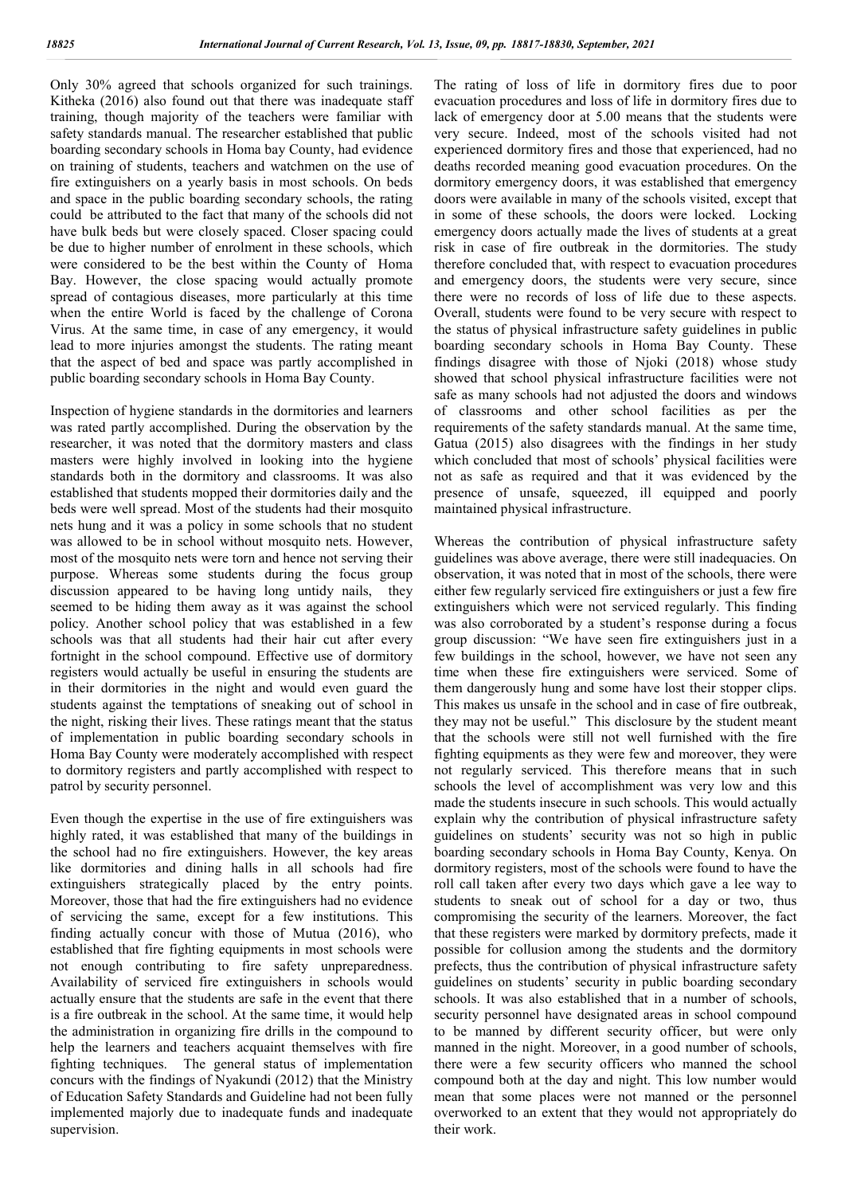Only 30% agreed that schools organized for such trainings. Kitheka (2016) also found out that there was inadequate staff training, though majority of the teachers were familiar with safety standards manual. The researcher established that public boarding secondary schools in Homa bay County, had evidence on training of students, teachers and watchmen on the use of fire extinguishers on a yearly basis in most schools. On beds and space in the public boarding secondary schools, the rating could be attributed to the fact that many of the schools did not have bulk beds but were closely spaced. Closer spacing could be due to higher number of enrolment in these schools, which were considered to be the best within the County of Homa Bay. However, the close spacing would actually promote spread of contagious diseases, more particularly at this time when the entire World is faced by the challenge of Corona Virus. At the same time, in case of any emergency, it would lead to more injuries amongst the students. The rating meant that the aspect of bed and space was partly accomplished in public boarding secondary schools in Homa Bay County.

Inspection of hygiene standards in the dormitories and learners was rated partly accomplished. During the observation by the researcher, it was noted that the dormitory masters and class masters were highly involved in looking into the hygiene standards both in the dormitory and classrooms. It was also established that students mopped their dormitories daily and the beds were well spread. Most of the students had their mosquito nets hung and it was a policy in some schools that no student was allowed to be in school without mosquito nets. However, most of the mosquito nets were torn and hence not serving their purpose. Whereas some students during the focus group discussion appeared to be having long untidy nails, they seemed to be hiding them away as it was against the school policy. Another school policy that was established in a few schools was that all students had their hair cut after every fortnight in the school compound. Effective use of dormitory registers would actually be useful in ensuring the students are in their dormitories in the night and would even guard the students against the temptations of sneaking out of school in the night, risking their lives. These ratings meant that the status of implementation in public boarding secondary schools in Homa Bay County were moderately accomplished with respect to dormitory registers and partly accomplished with respect to patrol by security personnel.

Even though the expertise in the use of fire extinguishers was highly rated, it was established that many of the buildings in the school had no fire extinguishers. However, the key areas like dormitories and dining halls in all schools had fire extinguishers strategically placed by the entry points. Moreover, those that had the fire extinguishers had no evidence of servicing the same, except for a few institutions. This finding actually concur with those of Mutua (2016), who established that fire fighting equipments in most schools were not enough contributing to fire safety unpreparedness. Availability of serviced fire extinguishers in schools would actually ensure that the students are safe in the event that there is a fire outbreak in the school. At the same time, it would help the administration in organizing fire drills in the compound to help the learners and teachers acquaint themselves with fire fighting techniques. The general status of implementation concurs with the findings of Nyakundi (2012) that the Ministry of Education Safety Standards and Guideline had not been fully implemented majorly due to inadequate funds and inadequate supervision.

The rating of loss of life in dormitory fires due to poor evacuation procedures and loss of life in dormitory fires due to lack of emergency door at 5.00 means that the students were very secure. Indeed, most of the schools visited had not experienced dormitory fires and those that experienced, had no deaths recorded meaning good evacuation procedures. On the dormitory emergency doors, it was established that emergency doors were available in many of the schools visited, except that in some of these schools, the doors were locked. Locking emergency doors actually made the lives of students at a great risk in case of fire outbreak in the dormitories. The study therefore concluded that, with respect to evacuation procedures and emergency doors, the students were very secure, since there were no records of loss of life due to these aspects. Overall, students were found to be very secure with respect to the status of physical infrastructure safety guidelines in public boarding secondary schools in Homa Bay County. These findings disagree with those of Njoki (2018) whose study showed that school physical infrastructure facilities were not safe as many schools had not adjusted the doors and windows of classrooms and other school facilities as per the requirements of the safety standards manual. At the same time, Gatua (2015) also disagrees with the findings in her study which concluded that most of schools' physical facilities were not as safe as required and that it was evidenced by the presence of unsafe, squeezed, ill equipped and poorly maintained physical infrastructure.

Whereas the contribution of physical infrastructure safety guidelines was above average, there were still inadequacies. On observation, it was noted that in most of the schools, there were either few regularly serviced fire extinguishers or just a few fire extinguishers which were not serviced regularly. This finding was also corroborated by a student's response during a focus group discussion: "We have seen fire extinguishers just in a few buildings in the school, however, we have not seen any time when these fire extinguishers were serviced. Some of them dangerously hung and some have lost their stopper clips. This makes us unsafe in the school and in case of fire outbreak, they may not be useful." This disclosure by the student meant that the schools were still not well furnished with the fire fighting equipments as they were few and moreover, they were not regularly serviced. This therefore means that in such schools the level of accomplishment was very low and this made the students insecure in such schools. This would actually explain why the contribution of physical infrastructure safety guidelines on students' security was not so high in public boarding secondary schools in Homa Bay County, Kenya. On dormitory registers, most of the schools were found to have the roll call taken after every two days which gave a lee way to students to sneak out of school for a day or two, thus compromising the security of the learners. Moreover, the fact that these registers were marked by dormitory prefects, made it possible for collusion among the students and the dormitory prefects, thus the contribution of physical infrastructure safety guidelines on students' security in public boarding secondary schools. It was also established that in a number of schools, security personnel have designated areas in school compound to be manned by different security officer, but were only manned in the night. Moreover, in a good number of schools, there were a few security officers who manned the school compound both at the day and night. This low number would mean that some places were not manned or the personnel overworked to an extent that they would not appropriately do their work.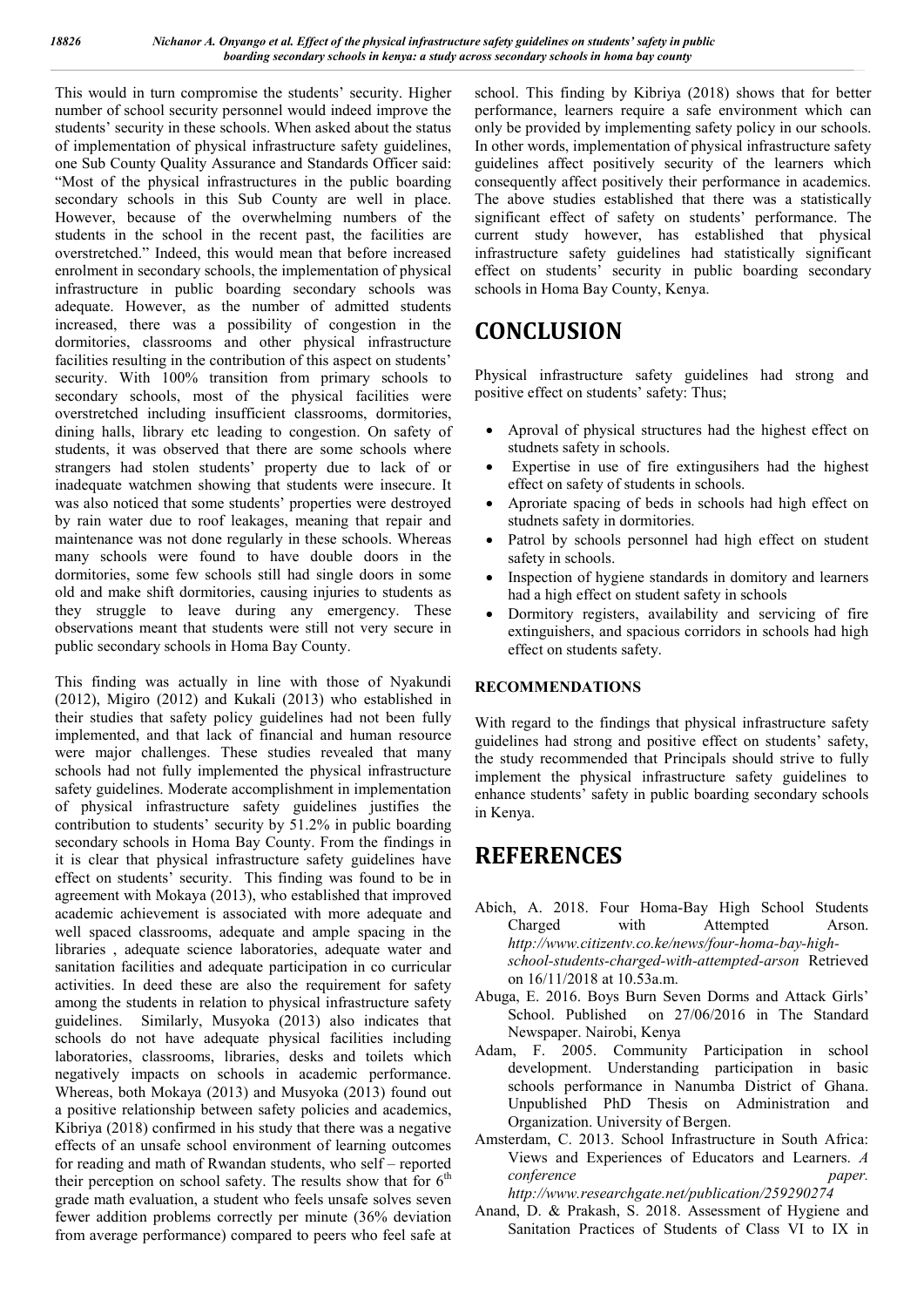This would in turn compromise the students' security. Higher number of school security personnel would indeed improve the students' security in these schools. When asked about the status of implementation of physical infrastructure safety guidelines, one Sub County Quality Assurance and Standards Officer said: "Most of the physical infrastructures in the public boarding secondary schools in this Sub County are well in place. However, because of the overwhelming numbers of the students in the school in the recent past, the facilities are overstretched." Indeed, this would mean that before increased enrolment in secondary schools, the implementation of physical infrastructure in public boarding secondary schools was adequate. However, as the number of admitted students increased, there was a possibility of congestion in the dormitories, classrooms and other physical infrastructure facilities resulting in the contribution of this aspect on students' security. With 100% transition from primary schools to secondary schools, most of the physical facilities were overstretched including insufficient classrooms, dormitories, dining halls, library etc leading to congestion. On safety of students, it was observed that there are some schools where strangers had stolen students' property due to lack of or inadequate watchmen showing that students were insecure. It was also noticed that some students' properties were destroyed by rain water due to roof leakages, meaning that repair and maintenance was not done regularly in these schools. Whereas many schools were found to have double doors in the dormitories, some few schools still had single doors in some old and make shift dormitories, causing injuries to students as they struggle to leave during any emergency. These observations meant that students were still not very secure in public secondary schools in Homa Bay County.

This finding was actually in line with those of Nyakundi (2012), Migiro (2012) and Kukali (2013) who established in their studies that safety policy guidelines had not been fully implemented, and that lack of financial and human resource were major challenges. These studies revealed that many schools had not fully implemented the physical infrastructure safety guidelines. Moderate accomplishment in implementation of physical infrastructure safety guidelines justifies the contribution to students' security by 51.2% in public boarding secondary schools in Homa Bay County. From the findings in it is clear that physical infrastructure safety guidelines have effect on students' security. This finding was found to be in agreement with Mokaya (2013), who established that improved academic achievement is associated with more adequate and well spaced classrooms, adequate and ample spacing in the libraries , adequate science laboratories, adequate water and sanitation facilities and adequate participation in co curricular activities. In deed these are also the requirement for safety among the students in relation to physical infrastructure safety guidelines. Similarly, Musyoka (2013) also indicates that schools do not have adequate physical facilities including laboratories, classrooms, libraries, desks and toilets which negatively impacts on schools in academic performance. Whereas, both Mokaya (2013) and Musyoka (2013) found out a positive relationship between safety policies and academics, Kibriya (2018) confirmed in his study that there was a negative effects of an unsafe school environment of learning outcomes for reading and math of Rwandan students, who self – reported their perception on school safety. The results show that for 6th grade math evaluation, a student who feels unsafe solves seven fewer addition problems correctly per minute (36% deviation from average performance) compared to peers who feel safe at school. This finding by Kibriya (2018) shows that for better performance, learners require a safe environment which can only be provided by implementing safety policy in our schools. In other words, implementation of physical infrastructure safety guidelines affect positively security of the learners which consequently affect positively their performance in academics. The above studies established that there was a statistically significant effect of safety on students' performance. The current study however, has established that physical infrastructure safety guidelines had statistically significant effect on students' security in public boarding secondary schools in Homa Bay County, Kenya.

# CONCLUSION

Physical infrastructure safety guidelines had strong and positive effect on students' safety: Thus;

- Aproval of physical structures had the highest effect on studnets safety in schools.
- Expertise in use of fire extingusihers had the highest effect on safety of students in schools.
- Aproriate spacing of beds in schools had high effect on studnets safety in dormitories.
- Patrol by schools personnel had high effect on student safety in schools.
- Inspection of hygiene standards in domitory and learners had a high effect on student safety in schools
- Dormitory registers, availability and servicing of fire extinguishers, and spacious corridors in schools had high effect on students safety.

## RECOMMENDATIONS

With regard to the findings that physical infrastructure safety guidelines had strong and positive effect on students' safety, the study recommended that Principals should strive to fully implement the physical infrastructure safety guidelines to enhance students' safety in public boarding secondary schools in Kenya.

# REFERENCES

Abich, A. 2018. Four Homa-Bay High School Students Charged with Attempted Arson. *http://www.citizentv.co.ke/news/four-homa-bay-high-school-students-charged-with-attempted-arson* Retrieved on 16/11/2018 at 10.53a.m.

Abuga, E. 2016. Boys Burn Seven Dorms and Attack Girls' School. Published on 27/06/2016 in The Standard Newspaper. Nairobi, Kenya

Adam, F. 2005. Community Participation in school development. Understanding participation in basic schools performance in Nanumba District of Ghana. Unpublished PhD Thesis on Administration and Organization. University of Bergen.

Amsterdam, C. 2013. School Infrastructure in South Africa: Views and Experiences of Educators and Learners. *A conference paper. http://www.researchgate.net/publication/259290274*

Anand, D. & Prakash, S. 2018. Assessment of Hygiene and Sanitation Practices of Students of Class VI to IX in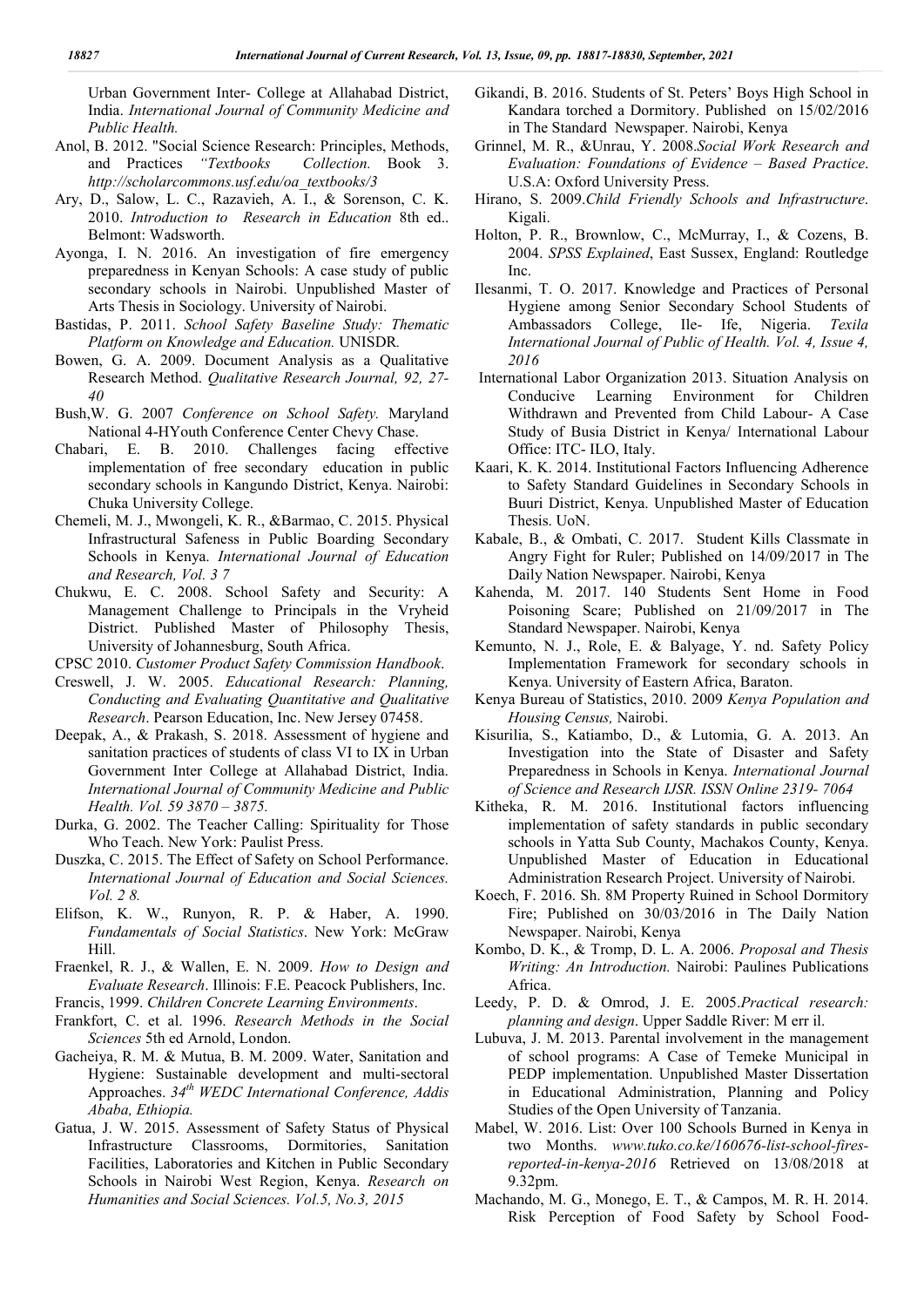Urban Government Inter- College at Allahabad District, India. *International Journal of Community Medicine and Public Health.*

Anol, B. 2012. "Social Science Research: Principles, Methods, and Practices *"Textbooks Collection.* Book 3. *http://scholarcommons.usf.edu/oa_textbooks/3*

Ary, D., Salow, L. C., Razavieh, A. I., & Sorenson, C. K. 2010. *Introduction to Research in Education* 8th ed.. Belmont: Wadsworth.

Ayonga, I. N. 2016. An investigation of fire emergency preparedness in Kenyan Schools: A case study of public secondary schools in Nairobi. Unpublished Master of Arts Thesis in Sociology. University of Nairobi.

Bastidas, P. 2011. *School Safety Baseline Study: Thematic Platform on Knowledge and Education.* UNISDR*.*

Bowen, G. A. 2009. Document Analysis as a Qualitative Research Method. *Qualitative Research Journal, 92, 27-40*

Bush,W. G. 2007 *Conference on School Safety.* Maryland National 4-HYouth Conference Center Chevy Chase.

Chabari, E. B. 2010. Challenges facing effective implementation of free secondary education in public secondary schools in Kangundo District, Kenya. Nairobi: Chuka University College.

Chemeli, M. J., Mwongeli, K. R., &Barmao, C. 2015. Physical Infrastructural Safeness in Public Boarding Secondary Schools in Kenya. *International Journal of Education and Research, Vol. 3 7*

Chukwu, E. C. 2008. School Safety and Security: A Management Challenge to Principals in the Vryheid District. Published Master of Philosophy Thesis, University of Johannesburg, South Africa.

CPSC 2010. *Customer Product Safety Commission Handbook*.

Creswell, J. W. 2005. *Educational Research: Planning, Conducting and Evaluating Quantitative and Qualitative Research*. Pearson Education, Inc. New Jersey 07458.

Deepak, A., & Prakash, S. 2018. Assessment of hygiene and sanitation practices of students of class VI to IX in Urban Government Inter College at Allahabad District, India. *International Journal of Community Medicine and Public Health. Vol. 59 3870 – 3875.*

Durka, G. 2002. The Teacher Calling: Spirituality for Those Who Teach. New York: Paulist Press.

Duszka, C. 2015. The Effect of Safety on School Performance. *International Journal of Education and Social Sciences. Vol. 2 8.*

Elifson, K. W., Runyon, R. P. & Haber, A. 1990. *Fundamentals of Social Statistics*. New York: McGraw Hill.

Fraenkel, R. J., & Wallen, E. N. 2009. *How to Design and Evaluate Research*. Illinois: F.E. Peacock Publishers, Inc.

Francis, 1999. *Children Concrete Learning Environments*.

Frankfort, C. et al. 1996. *Research Methods in the Social Sciences* 5th ed Arnold, London.

Gacheiya, R. M. & Mutua, B. M. 2009. Water, Sanitation and Hygiene: Sustainable development and multi-sectoral Approaches. *34th WEDC International Conference, Addis Ababa, Ethiopia.*

Gatua, J. W. 2015. Assessment of Safety Status of Physical Infrastructure Classrooms, Dormitories, Sanitation Facilities, Laboratories and Kitchen in Public Secondary Schools in Nairobi West Region, Kenya. *Research on Humanities and Social Sciences. Vol.5, No.3, 2015*

Gikandi, B. 2016. Students of St. Peters' Boys High School in Kandara torched a Dormitory. Published on 15/02/2016 in The Standard Newspaper. Nairobi, Kenya

Grinnel, M. R., &Unrau, Y. 2008.*Social Work Research and Evaluation: Foundations of Evidence – Based Practice*. U.S.A: Oxford University Press.

Hirano, S. 2009.*Child Friendly Schools and Infrastructure*. Kigali.

Holton, P. R., Brownlow, C., McMurray, I., & Cozens, B. 2004. *SPSS Explained*, East Sussex, England: Routledge Inc.

Ilesanmi, T. O. 2017. Knowledge and Practices of Personal Hygiene among Senior Secondary School Students of Ambassadors College, Ile- Ife, Nigeria. *Texila International Journal of Public of Health. Vol. 4, Issue 4, 2016*

International Labor Organization 2013. Situation Analysis on Conducive Learning Environment for Children Withdrawn and Prevented from Child Labour- A Case Study of Busia District in Kenya/ International Labour Office: ITC- ILO, Italy.

Kaari, K. K. 2014. Institutional Factors Influencing Adherence to Safety Standard Guidelines in Secondary Schools in Buuri District, Kenya. Unpublished Master of Education Thesis. UoN.

Kabale, B., & Ombati, C. 2017. Student Kills Classmate in Angry Fight for Ruler; Published on 14/09/2017 in The Daily Nation Newspaper. Nairobi, Kenya

Kahenda, M. 2017. 140 Students Sent Home in Food Poisoning Scare; Published on 21/09/2017 in The Standard Newspaper. Nairobi, Kenya

Kemunto, N. J., Role, E. & Balyage, Y. nd. Safety Policy Implementation Framework for secondary schools in Kenya. University of Eastern Africa, Baraton.

Kenya Bureau of Statistics, 2010. 2009 *Kenya Population and Housing Census,* Nairobi.

Kisurilia, S., Katiambo, D., & Lutomia, G. A. 2013. An Investigation into the State of Disaster and Safety Preparedness in Schools in Kenya. *International Journal of Science and Research IJSR. ISSN Online 2319- 7064*

Kitheka, R. M. 2016. Institutional factors influencing implementation of safety standards in public secondary schools in Yatta Sub County, Machakos County, Kenya. Unpublished Master of Education in Educational Administration Research Project. University of Nairobi.

Koech, F. 2016. Sh. 8M Property Ruined in School Dormitory Fire; Published on 30/03/2016 in The Daily Nation Newspaper. Nairobi, Kenya

Kombo, D. K., & Tromp, D. L. A. 2006. *Proposal and Thesis Writing: An Introduction.* Nairobi: Paulines Publications Africa.

Leedy, P. D. & Omrod, J. E. 2005.*Practical research: planning and design*. Upper Saddle River: M err il.

Lubuva, J. M. 2013. Parental involvement in the management of school programs: A Case of Temeke Municipal in PEDP implementation. Unpublished Master Dissertation in Educational Administration, Planning and Policy Studies of the Open University of Tanzania.

Mabel, W. 2016. List: Over 100 Schools Burned in Kenya in two Months. *www.tuko.co.ke/160676-list-school-fires-reported-in-kenya-2016* Retrieved on 13/08/2018 at 9.32pm.

Machando, M. G., Monego, E. T., & Campos, M. R. H. 2014. Risk Perception of Food Safety by School Food-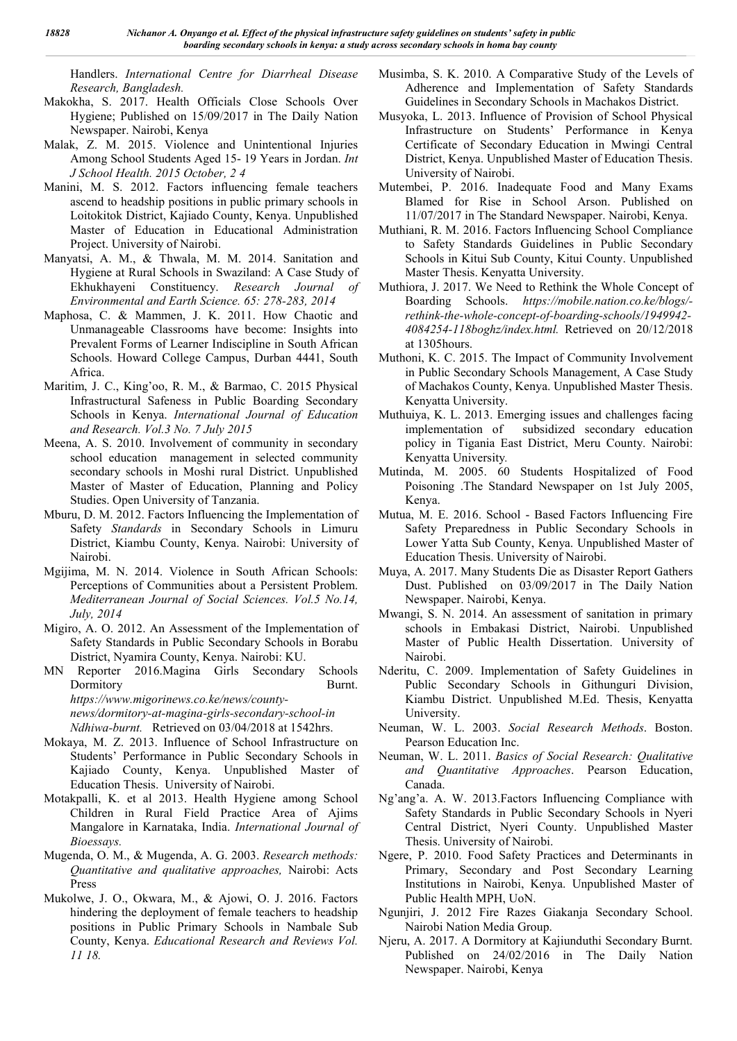Handlers. *International Centre for Diarrheal Disease Research, Bangladesh.*

Makokha, S. 2017. Health Officials Close Schools Over Hygiene; Published on 15/09/2017 in The Daily Nation Newspaper. Nairobi, Kenya

Malak, Z. M. 2015. Violence and Unintentional Injuries Among School Students Aged 15- 19 Years in Jordan. *Int J School Health. 2015 October, 2 4*

Manini, M. S. 2012. Factors influencing female teachers ascend to headship positions in public primary schools in Loitokitok District, Kajiado County, Kenya. Unpublished Master of Education in Educational Administration Project. University of Nairobi.

Manyatsi, A. M., & Thwala, M. M. 2014. Sanitation and Hygiene at Rural Schools in Swaziland: A Case Study of Ekhukhayeni Constituency. *Research Journal of Environmental and Earth Science. 65: 278-283, 2014*

Maphosa, C. & Mammen, J. K. 2011. How Chaotic and Unmanageable Classrooms have become: Insights into Prevalent Forms of Learner Indiscipline in South African Schools. Howard College Campus, Durban 4441, South Africa.

Maritim, J. C., King'oo, R. M., & Barmao, C. 2015 Physical Infrastructural Safeness in Public Boarding Secondary Schools in Kenya. *International Journal of Education and Research. Vol.3 No. 7 July 2015*

Meena, A. S. 2010. Involvement of community in secondary school education management in selected community secondary schools in Moshi rural District. Unpublished Master of Master of Education, Planning and Policy Studies. Open University of Tanzania.

Mburu, D. M. 2012. Factors Influencing the Implementation of Safety *Standards* in Secondary Schools in Limuru District, Kiambu County, Kenya. Nairobi: University of Nairobi.

Mgijima, M. N. 2014. Violence in South African Schools: Perceptions of Communities about a Persistent Problem. *Mediterranean Journal of Social Sciences. Vol.5 No.14, July, 2014*

Migiro, A. O. 2012. An Assessment of the Implementation of Safety Standards in Public Secondary Schools in Borabu District, Nyamira County, Kenya. Nairobi: KU.

MN Reporter 2016.Magina Girls Secondary Schools Dormitory Burnt. *https://www.migorinews.co.ke/news/county-news/dormitory-at-magina-girls-secondary-school-in Ndhiwa-burnt.* Retrieved on 03/04/2018 at 1542hrs.

Mokaya, M. Z. 2013. Influence of School Infrastructure on Students' Performance in Public Secondary Schools in Kajiado County, Kenya. Unpublished Master of Education Thesis. University of Nairobi.

Motakpalli, K. et al 2013. Health Hygiene among School Children in Rural Field Practice Area of Ajims Mangalore in Karnataka, India. *International Journal of Bioessays.*

Mugenda, O. M., & Mugenda, A. G. 2003. *Research methods: Quantitative and qualitative approaches,* Nairobi: Acts Press

Mukolwe, J. O., Okwara, M., & Ajowi, O. J. 2016. Factors hindering the deployment of female teachers to headship positions in Public Primary Schools in Nambale Sub County, Kenya. *Educational Research and Reviews Vol. 11 18.*

Musimba, S. K. 2010. A Comparative Study of the Levels of Adherence and Implementation of Safety Standards Guidelines in Secondary Schools in Machakos District.

Musyoka, L. 2013. Influence of Provision of School Physical Infrastructure on Students' Performance in Kenya Certificate of Secondary Education in Mwingi Central District, Kenya. Unpublished Master of Education Thesis. University of Nairobi.

Mutembei, P. 2016. Inadequate Food and Many Exams Blamed for Rise in School Arson. Published on 11/07/2017 in The Standard Newspaper. Nairobi, Kenya.

Muthiani, R. M. 2016. Factors Influencing School Compliance to Safety Standards Guidelines in Public Secondary Schools in Kitui Sub County, Kitui County. Unpublished Master Thesis. Kenyatta University.

Muthiora, J. 2017. We Need to Rethink the Whole Concept of Boarding Schools. *https://mobile.nation.co.ke/blogs/-rethink-the-whole-concept-of-boarding-schools/1949942-4084254-118boghz/index.html.* Retrieved on 20/12/2018 at 1305hours.

Muthoni, K. C. 2015. The Impact of Community Involvement in Public Secondary Schools Management, A Case Study of Machakos County, Kenya. Unpublished Master Thesis. Kenyatta University.

Muthuiya, K. L. 2013. Emerging issues and challenges facing implementation of subsidized secondary education policy in Tigania East District, Meru County. Nairobi: Kenyatta University.

Mutinda, M. 2005. 60 Students Hospitalized of Food Poisoning .The Standard Newspaper on 1st July 2005, Kenya.

Mutua, M. E. 2016. School - Based Factors Influencing Fire Safety Preparedness in Public Secondary Schools in Lower Yatta Sub County, Kenya. Unpublished Master of Education Thesis. University of Nairobi.

Muya, A. 2017. Many Students Die as Disaster Report Gathers Dust. Published on 03/09/2017 in The Daily Nation Newspaper. Nairobi, Kenya.

Mwangi, S. N. 2014. An assessment of sanitation in primary schools in Embakasi District, Nairobi. Unpublished Master of Public Health Dissertation. University of Nairobi.

Nderitu, C. 2009. Implementation of Safety Guidelines in Public Secondary Schools in Githunguri Division, Kiambu District. Unpublished M.Ed. Thesis, Kenyatta University.

Neuman, W. L. 2003. *Social Research Methods*. Boston. Pearson Education Inc.

Neuman, W. L. 2011. *Basics of Social Research: Qualitative and Quantitative Approaches*. Pearson Education, Canada.

Ng'ang'a. A. W. 2013.Factors Influencing Compliance with Safety Standards in Public Secondary Schools in Nyeri Central District, Nyeri County. Unpublished Master Thesis. University of Nairobi.

Ngere, P. 2010. Food Safety Practices and Determinants in Primary, Secondary and Post Secondary Learning Institutions in Nairobi, Kenya. Unpublished Master of Public Health MPH, UoN.

Ngunjiri, J. 2012 Fire Razes Giakanja Secondary School. Nairobi Nation Media Group.

Njeru, A. 2017. A Dormitory at Kajiunduthi Secondary Burnt. Published on 24/02/2016 in The Daily Nation Newspaper. Nairobi, Kenya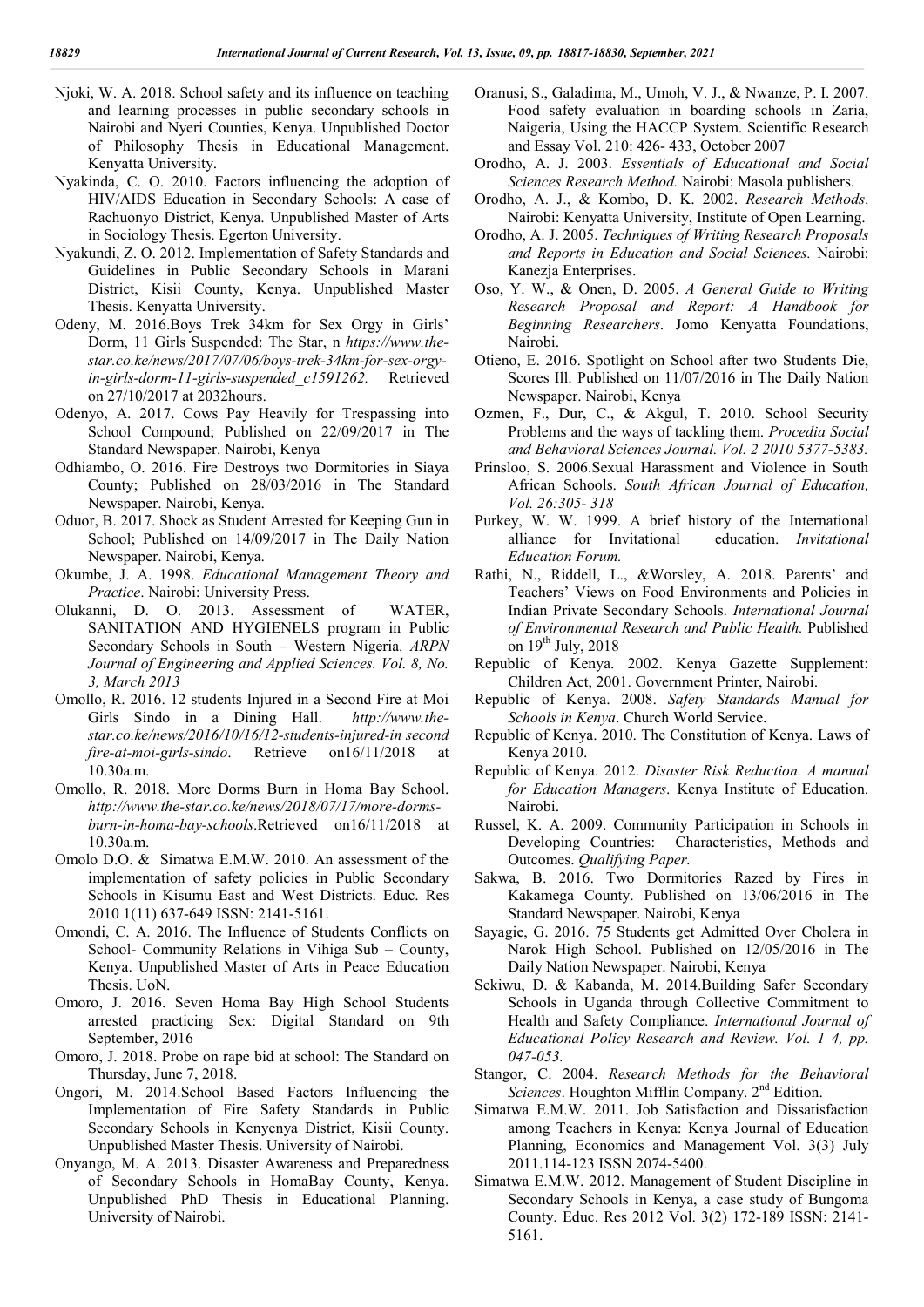Njoki, W. A. 2018. School safety and its influence on teaching and learning processes in public secondary schools in Nairobi and Nyeri Counties, Kenya. Unpublished Doctor of Philosophy Thesis in Educational Management. Kenyatta University.

Nyakinda, C. O. 2010. Factors influencing the adoption of HIV/AIDS Education in Secondary Schools: A case of Rachuonyo District, Kenya. Unpublished Master of Arts in Sociology Thesis. Egerton University.

Nyakundi, Z. O. 2012. Implementation of Safety Standards and Guidelines in Public Secondary Schools in Marani District, Kisii County, Kenya. Unpublished Master Thesis. Kenyatta University.

Odeny, M. 2016.Boys Trek 34km for Sex Orgy in Girls' Dorm, 11 Girls Suspended: The Star, n *https://www.the-star.co.ke/news/2017/07/06/boys-trek-34km-for-sex-orgy-in-girls-dorm-11-girls-suspended_c1591262.* Retrieved on 27/10/2017 at 2032hours.

Odenyo, A. 2017. Cows Pay Heavily for Trespassing into School Compound; Published on 22/09/2017 in The Standard Newspaper. Nairobi, Kenya

Odhiambo, O. 2016. Fire Destroys two Dormitories in Siaya County; Published on 28/03/2016 in The Standard Newspaper. Nairobi, Kenya.

Oduor, B. 2017. Shock as Student Arrested for Keeping Gun in School; Published on 14/09/2017 in The Daily Nation Newspaper. Nairobi, Kenya.

Okumbe, J. A. 1998. *Educational Management Theory and Practice*. Nairobi: University Press.

Olukanni, D. O. 2013. Assessment of WATER, SANITATION AND HYGIENELS program in Public Secondary Schools in South – Western Nigeria. *ARPN Journal of Engineering and Applied Sciences. Vol. 8, No. 3, March 2013*

Omollo, R. 2016. 12 students Injured in a Second Fire at Moi Girls Sindo in a Dining Hall. *http://www.the-star.co.ke/news/2016/10/16/12-students-injured-in second fire-at-moi-girls-sindo*. Retrieve on16/11/2018 at 10.30a.m.

Omollo, R. 2018. More Dorms Burn in Homa Bay School. *http://www.the-star.co.ke/news/2018/07/17/more-dorms-burn-in-homa-bay-schools*.Retrieved on16/11/2018 at 10.30a.m.

Omolo D.O. & Simatwa E.M.W. 2010. An assessment of the implementation of safety policies in Public Secondary Schools in Kisumu East and West Districts. Educ. Res 2010 1(11) 637-649 ISSN: 2141-5161.

Omondi, C. A. 2016. The Influence of Students Conflicts on School- Community Relations in Vihiga Sub – County, Kenya. Unpublished Master of Arts in Peace Education Thesis. UoN.

Omoro, J. 2016. Seven Homa Bay High School Students arrested practicing Sex: Digital Standard on 9th September, 2016

Omoro, J. 2018. Probe on rape bid at school: The Standard on Thursday, June 7, 2018.

Ongori, M. 2014.School Based Factors Influencing the Implementation of Fire Safety Standards in Public Secondary Schools in Kenyenya District, Kisii County. Unpublished Master Thesis. University of Nairobi.

Onyango, M. A. 2013. Disaster Awareness and Preparedness of Secondary Schools in HomaBay County, Kenya. Unpublished PhD Thesis in Educational Planning. University of Nairobi.

Oranusi, S., Galadima, M., Umoh, V. J., & Nwanze, P. I. 2007. Food safety evaluation in boarding schools in Zaria, Naigeria, Using the HACCP System. Scientific Research and Essay Vol. 210: 426- 433, October 2007

Orodho, A. J. 2003. *Essentials of Educational and Social Sciences Research Method.* Nairobi: Masola publishers.

Orodho, A. J., & Kombo, D. K. 2002. *Research Methods*. Nairobi: Kenyatta University, Institute of Open Learning.

Orodho, A. J. 2005. *Techniques of Writing Research Proposals and Reports in Education and Social Sciences.* Nairobi: Kanezja Enterprises.

Oso, Y. W., & Onen, D. 2005. *A General Guide to Writing Research Proposal and Report: A Handbook for Beginning Researchers*. Jomo Kenyatta Foundations, Nairobi.

Otieno, E. 2016. Spotlight on School after two Students Die, Scores Ill. Published on 11/07/2016 in The Daily Nation Newspaper. Nairobi, Kenya

Ozmen, F., Dur, C., & Akgul, T. 2010. School Security Problems and the ways of tackling them. *Procedia Social and Behavioral Sciences Journal. Vol. 2 2010 5377-5383.*

Prinsloo, S. 2006.Sexual Harassment and Violence in South African Schools. *South African Journal of Education, Vol. 26:305- 318*

Purkey, W. W. 1999. A brief history of the International alliance for Invitational education. *Invitational Education Forum.*

Rathi, N., Riddell, L., &Worsley, A. 2018. Parents' and Teachers' Views on Food Environments and Policies in Indian Private Secondary Schools. *International Journal of Environmental Research and Public Health.* Published on 19th July, 2018

Republic of Kenya. 2002. Kenya Gazette Supplement: Children Act, 2001. Government Printer, Nairobi.

Republic of Kenya. 2008. *Safety Standards Manual for Schools in Kenya*. Church World Service.

Republic of Kenya. 2010. The Constitution of Kenya. Laws of Kenya 2010.

Republic of Kenya. 2012. *Disaster Risk Reduction. A manual for Education Managers*. Kenya Institute of Education. Nairobi.

Russel, K. A. 2009. Community Participation in Schools in Developing Countries: Characteristics, Methods and Outcomes. *Qualifying Paper.*

Sakwa, B. 2016. Two Dormitories Razed by Fires in Kakamega County. Published on 13/06/2016 in The Standard Newspaper. Nairobi, Kenya

Sayagie, G. 2016. 75 Students get Admitted Over Cholera in Narok High School. Published on 12/05/2016 in The Daily Nation Newspaper. Nairobi, Kenya

Sekiwu, D. & Kabanda, M. 2014.Building Safer Secondary Schools in Uganda through Collective Commitment to Health and Safety Compliance. *International Journal of Educational Policy Research and Review. Vol. 1 4, pp. 047-053.*

Stangor, C. 2004. *Research Methods for the Behavioral Sciences*. Houghton Mifflin Company. 2nd Edition.

Simatwa E.M.W. 2011. Job Satisfaction and Dissatisfaction among Teachers in Kenya: Kenya Journal of Education Planning, Economics and Management Vol. 3(3) July 2011.114-123 ISSN 2074-5400.

Simatwa E.M.W. 2012. Management of Student Discipline in Secondary Schools in Kenya, a case study of Bungoma County. Educ. Res 2012 Vol. 3(2) 172-189 ISSN: 2141-5161.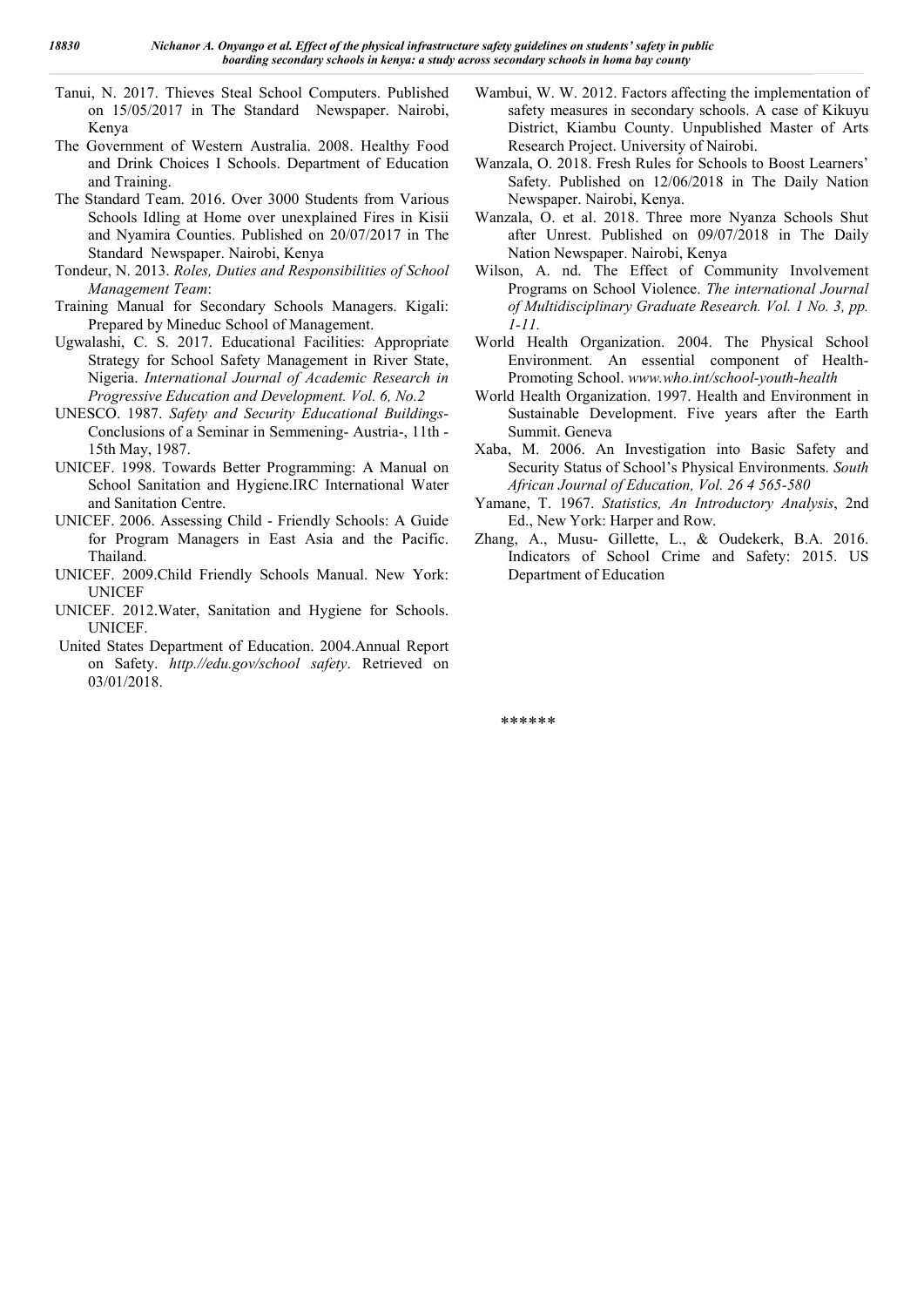Tanui, N. 2017. Thieves Steal School Computers. Published on 15/05/2017 in The Standard Newspaper. Nairobi, Kenya

The Government of Western Australia. 2008. Healthy Food and Drink Choices I Schools. Department of Education and Training.

The Standard Team. 2016. Over 3000 Students from Various Schools Idling at Home over unexplained Fires in Kisii and Nyamira Counties. Published on 20/07/2017 in The Standard Newspaper. Nairobi, Kenya

Tondeur, N. 2013. *Roles, Duties and Responsibilities of School Management Team*:

Training Manual for Secondary Schools Managers. Kigali: Prepared by Mineduc School of Management.

Ugwalashi, C. S. 2017. Educational Facilities: Appropriate Strategy for School Safety Management in River State, Nigeria. *International Journal of Academic Research in Progressive Education and Development. Vol. 6, No.2*

UNESCO. 1987. *Safety and Security Educational Buildings*- Conclusions of a Seminar in Semmening- Austria-, 11th - 15th May, 1987.

UNICEF. 1998. Towards Better Programming: A Manual on School Sanitation and Hygiene.IRC International Water and Sanitation Centre.

UNICEF. 2006. Assessing Child - Friendly Schools: A Guide for Program Managers in East Asia and the Pacific. Thailand.

UNICEF. 2009.Child Friendly Schools Manual. New York: UNICEF

UNICEF. 2012.Water, Sanitation and Hygiene for Schools. UNICEF.

United States Department of Education. 2004.Annual Report on Safety. *http.//edu.gov/school safety*. Retrieved on 03/01/2018.

Wambui, W. W. 2012. Factors affecting the implementation of safety measures in secondary schools. A case of Kikuyu District, Kiambu County. Unpublished Master of Arts Research Project. University of Nairobi.

Wanzala, O. 2018. Fresh Rules for Schools to Boost Learners' Safety. Published on 12/06/2018 in The Daily Nation Newspaper. Nairobi, Kenya.

Wanzala, O. et al. 2018. Three more Nyanza Schools Shut after Unrest. Published on 09/07/2018 in The Daily Nation Newspaper. Nairobi, Kenya

Wilson, A. nd. The Effect of Community Involvement Programs on School Violence. *The international Journal of Multidisciplinary Graduate Research. Vol. 1 No. 3, pp. 1-11.*

World Health Organization. 2004. The Physical School Environment. An essential component of Health-Promoting School. *www.who.int/school-youth-health*

World Health Organization. 1997. Health and Environment in Sustainable Development. Five years after the Earth Summit. Geneva

Xaba, M. 2006. An Investigation into Basic Safety and Security Status of School's Physical Environments. *South African Journal of Education, Vol. 26 4 565-580*

Yamane, T. 1967. *Statistics, An Introductory Analysis*, 2nd Ed., New York: Harper and Row.

Zhang, A., Musu- Gillette, L., & Oudekerk, B.A. 2016. Indicators of School Crime and Safety: 2015. US Department of Education

******